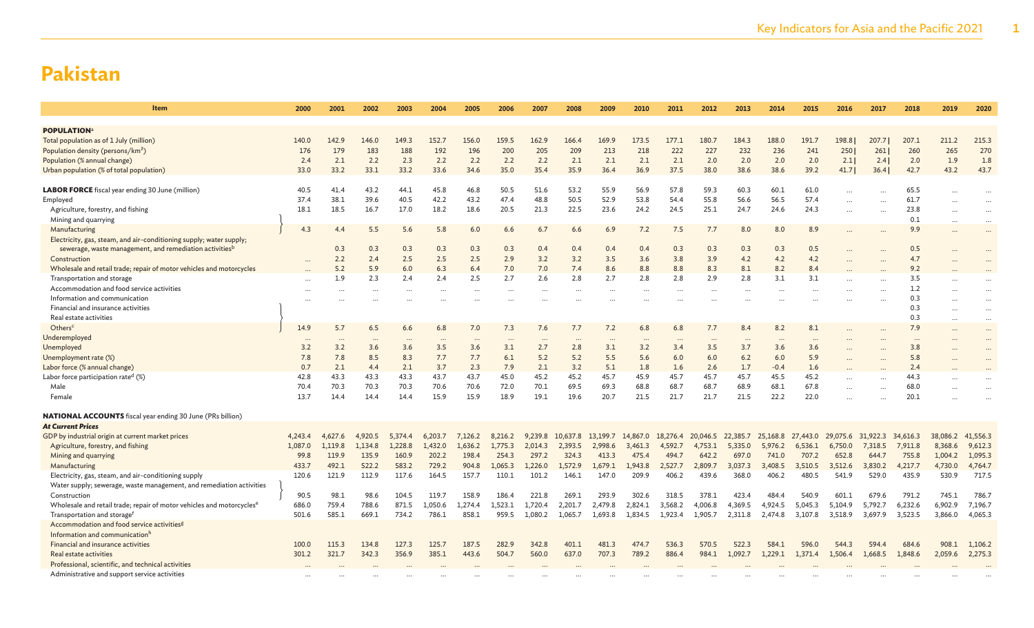# Pakistan

| Item | 2000 | 2001 | 2002 | 2003 | 2004 | 2005 | 2006 | 2007 | 2008 | 2009 | 2010 | 2011 | 2012 | 2013 | 2014 | 2015 | 2016 | 2017 | 2018 | 2019 | 2020 |
|---|---|---|---|---|---|---|---|---|---|---|---|---|---|---|---|---|---|---|---|---|---|
| **POPULATION**[a] | | | | | | | | | | | | | | | | | | | | | |
| Total population as of 1 July (million) | 140.0 | 142.9 | 146.0 | 149.3 | 152.7 | 156.0 | 159.5 | 162.9 | 166.4 | 169.9 | 173.5 | 177.1 | 180.7 | 184.3 | 188.0 | 191.7 | 198.8 \| | 207.7 \| | 207.1 | 211.2 | 215.3 |
| Population density (persons/km²) | 176 | 179 | 183 | 188 | 192 | 196 | 200 | 205 | 209 | 213 | 218 | 222 | 227 | 232 | 236 | 241 | 250 \| | 261 \| | 260 | 265 | 270 |
| Population (% annual change) | 2.4 | 2.1 | 2.2 | 2.3 | 2.2 | 2.2 | 2.2 | 2.2 | 2.2 | 2.1 | 2.1 | 2.1 | 2.0 | 2.0 | 2.0 | 2.0 | 2.1 \| | 2.4 \| | 2.0 | 1.9 | 1.8 |
| Urban population (% of total population) | 33.0 | 33.2 | 33.1 | 33.2 | 33.6 | 34.6 | 35.0 | 35.4 | 35.9 | 36.4 | 36.9 | 37.5 | 38.0 | 38.6 | 38.6 | 39.2 | 41.7 \| | 36.4 \| | 42.7 | 43.2 | 43.7 |
| **LABOR FORCE** fiscal year ending 30 June (million) | 40.5 | 41.4 | 43.2 | 44.1 | 45.8 | 46.8 | 50.5 | 51.6 | 53.2 | 55.9 | 56.9 | 57.8 | 59.3 | 60.3 | 60.1 | 61.0 | ... | ... | 65.5 | ... | ... |
| Employed | 37.4 | 38.1 | 39.6 | 40.5 | 42.2 | 43.2 | 47.4 | 48.8 | 50.5 | 52.9 | 53.8 | 54.4 | 55.8 | 56.6 | 56.5 | 57.4 | ... | ... | 61.7 | ... | ... |
| Agriculture, forestry, and fishing | 18.1 | 18.5 | 16.7 | 17.0 | 18.2 | 18.6 | 20.5 | 21.3 | 22.5 | 23.6 | 24.2 | 24.5 | 25.1 | 24.7 | 24.6 | 24.3 | ... | ... | 23.8 | ... | ... |
| Mining and quarrying | | | | | | | | | | | | | | | | | | | 0.1 | ... | ... |
| Manufacturing | 4.3 | 4.4 | 5.5 | 5.6 | 5.8 | 6.0 | 6.6 | 6.7 | 6.6 | 6.9 | 7.2 | 7.5 | 7.7 | 8.0 | 8.0 | 8.9 | ... | ... | 9.9 | ... | ... |
| Electricity, gas, steam, and air-conditioning supply; water supply; sewerage, waste management, and remediation activities[b] | | 0.3 | 0.3 | 0.3 | 0.3 | 0.3 | 0.3 | 0.4 | 0.4 | 0.4 | 0.4 | 0.3 | 0.3 | 0.3 | 0.3 | 0.5 | ... | ... | 0.5 | ... | ... |
| Construction | ... | 2.2 | 2.4 | 2.5 | 2.5 | 2.5 | 2.9 | 3.2 | 3.2 | 3.5 | 3.6 | 3.8 | 3.9 | 4.2 | 4.2 | 4.2 | ... | ... | 4.7 | ... | ... |
| Wholesale and retail trade; repair of motor vehicles and motorcycles | ... | 5.2 | 5.9 | 6.0 | 6.3 | 6.4 | 7.0 | 7.0 | 7.4 | 8.6 | 8.8 | 8.8 | 8.3 | 8.1 | 8.2 | 8.4 | ... | ... | 9.2 | ... | ... |
| Transportation and storage | ... | 1.9 | 2.3 | 2.4 | 2.4 | 2.5 | 2.7 | 2.6 | 2.8 | 2.7 | 2.8 | 2.8 | 2.9 | 2.8 | 3.1 | 3.1 | ... | ... | 3.5 | ... | ... |
| Accommodation and food service activities | ... | ... | ... | ... | ... | ... | ... | ... | ... | ... | ... | ... | ... | ... | ... | ... | ... | ... | 1.2 | ... | ... |
| Information and communication | ... | ... | ... | ... | ... | ... | ... | ... | ... | ... | ... | ... | ... | ... | ... | ... | ... | ... | 0.3 | ... | ... |
| Financial and insurance activities | | | | | | | | | | | | | | | | | | | 0.3 | ... | ... |
| Real estate activities | | | | | | | | | | | | | | | | | | | 0.3 | ... | ... |
| Others[c] | 14.9 | 5.7 | 6.5 | 6.6 | 6.8 | 7.0 | 7.3 | 7.6 | 7.7 | 7.2 | 6.8 | 6.8 | 7.7 | 8.4 | 8.2 | 8.1 | ... | ... | 7.9 | ... | ... |
| Underemployed | ... | ... | ... | ... | ... | ... | ... | ... | ... | ... | ... | ... | ... | ... | ... | ... | ... | ... | ... | ... | ... |
| Unemployed | 3.2 | 3.2 | 3.6 | 3.6 | 3.5 | 3.6 | 3.1 | 2.7 | 2.8 | 3.1 | 3.2 | 3.4 | 3.5 | 3.7 | 3.6 | 3.6 | ... | ... | 3.8 | ... | ... |
| Unemployment rate (%) | 7.8 | 7.8 | 8.5 | 8.3 | 7.7 | 7.7 | 6.1 | 5.2 | 5.2 | 5.5 | 5.6 | 6.0 | 6.0 | 6.2 | 6.0 | 5.9 | ... | ... | 5.8 | ... | ... |
| Labor force (% annual change) | 0.7 | 2.1 | 4.4 | 2.1 | 3.7 | 2.3 | 7.9 | 2.1 | 3.2 | 5.1 | 1.8 | 1.6 | 2.6 | 1.7 | -0.4 | 1.6 | ... | ... | 2.4 | ... | ... |
| Labor force participation rate[d] (%) | 42.8 | 43.3 | 43.3 | 43.3 | 43.7 | 43.7 | 45.0 | 45.2 | 45.2 | 45.7 | 45.9 | 45.7 | 45.7 | 45.7 | 45.5 | 45.2 | ... | ... | 44.3 | ... | ... |
| Male | 70.4 | 70.3 | 70.3 | 70.3 | 70.6 | 70.6 | 72.0 | 70.1 | 69.5 | 69.3 | 68.8 | 68.7 | 68.7 | 68.9 | 68.1 | 67.8 | ... | ... | 68.0 | ... | ... |
| Female | 13.7 | 14.4 | 14.4 | 14.4 | 15.9 | 15.9 | 18.9 | 19.1 | 19.6 | 20.7 | 21.5 | 21.7 | 21.7 | 21.5 | 22.2 | 22.0 | ... | ... | 20.1 | ... | ... |
| **NATIONAL ACCOUNTS** fiscal year ending 30 June (PRs billion) | | | | | | | | | | | | | | | | | | | | | |
| ***At Current Prices*** | | | | | | | | | | | | | | | | | | | | | |
| GDP by industrial origin at current market prices | 4,243.4 | 4,627.6 | 4,920.5 | 5,374.4 | 6,203.7 | 7,126.2 | 8,216.2 | 9,239.8 | 10,637.8 | 13,199.7 | 14,867.0 | 18,276.4 | 20,046.5 | 22,385.7 | 25,168.8 | 27,443.0 | 29,075.6 | 31,922.3 | 34,616.3 | 38,086.2 | 41,556.3 |
| Agriculture, forestry, and fishing | 1,087.0 | 1,119.8 | 1,134.8 | 1,228.8 | 1,432.0 | 1,636.2 | 1,775.3 | 2,014.3 | 2,393.5 | 2,998.6 | 3,461.3 | 4,592.7 | 4,753.1 | 5,335.0 | 5,976.2 | 6,536.1 | 6,750.0 | 7,318.5 | 7,911.8 | 8,368.6 | 9,612.3 |
| Mining and quarrying | 99.8 | 119.9 | 135.9 | 160.9 | 202.2 | 198.4 | 254.3 | 297.2 | 324.3 | 413.3 | 475.4 | 494.7 | 642.2 | 697.0 | 741.0 | 707.2 | 652.8 | 644.7 | 755.8 | 1,004.2 | 1,095.3 |
| Manufacturing | 433.7 | 492.1 | 522.2 | 583.2 | 729.2 | 904.8 | 1,065.3 | 1,226.0 | 1,572.9 | 1,679.1 | 1,943.8 | 2,527.7 | 2,809.7 | 3,037.3 | 3,408.5 | 3,510.5 | 3,512.6 | 3,830.2 | 4,217.7 | 4,730.0 | 4,764.7 |
| Electricity, gas, steam, and air-conditioning supply; Water supply; sewerage, waste management, and remediation activities | 120.6 | 121.9 | 112.9 | 117.6 | 164.5 | 157.7 | 110.1 | 101.2 | 146.1 | 147.0 | 209.9 | 406.2 | 439.6 | 368.0 | 406.2 | 480.5 | 541.9 | 529.0 | 435.9 | 530.9 | 717.5 |
| Construction | 90.5 | 98.1 | 98.6 | 104.5 | 119.7 | 158.9 | 186.4 | 221.8 | 269.1 | 293.9 | 302.6 | 318.5 | 378.1 | 423.4 | 484.4 | 540.9 | 601.1 | 679.6 | 791.2 | 745.1 | 786.7 |
| Wholesale and retail trade; repair of motor vehicles and motorcycles[e] | 686.0 | 759.4 | 788.6 | 871.5 | 1,050.6 | 1,274.4 | 1,523.1 | 1,720.4 | 2,201.7 | 2,479.8 | 2,824.1 | 3,568.2 | 4,006.8 | 4,369.5 | 4,924.5 | 5,045.3 | 5,104.9 | 5,792.7 | 6,232.6 | 6,902.9 | 7,196.7 |
| Transportation and storage[f] | 501.6 | 585.1 | 669.1 | 734.2 | 786.1 | 858.1 | 959.5 | 1,080.2 | 1,065.7 | 1,693.8 | 1,834.5 | 1,923.4 | 1,905.7 | 2,311.8 | 2,474.8 | 3,107.8 | 3,518.9 | 3,697.9 | 3,523.5 | 3,866.0 | 4,065.3 |
| Accommodation and food service activities[g] | | | | | | | | | | | | | | | | | | | | | |
| Information and communication[h] | | | | | | | | | | | | | | | | | | | | | |
| Financial and insurance activities | 100.0 | 115.3 | 134.8 | 127.3 | 125.7 | 187.5 | 282.9 | 342.8 | 401.1 | 481.3 | 474.7 | 536.3 | 570.5 | 522.3 | 584.1 | 596.0 | 544.3 | 594.4 | 684.6 | 908.1 | 1,106.2 |
| Real estate activities | 301.2 | 321.7 | 342.3 | 356.9 | 385.1 | 443.6 | 504.7 | 560.0 | 637.0 | 707.3 | 789.2 | 886.4 | 984.1 | 1,092.7 | 1,229.1 | 1,371.4 | 1,506.4 | 1,668.5 | 1,848.6 | 2,059.6 | 2,275.3 |
| Professional, scientific, and technical activities | ... | ... | ... | ... | ... | ... | ... | ... | ... | ... | ... | ... | ... | ... | ... | ... | ... | ... | ... | ... | ... |
| Administrative and support service activities | ... | ... | ... | ... | ... | ... | ... | ... | ... | ... | ... | ... | ... | ... | ... | ... | ... | ... | ... | ... | ... |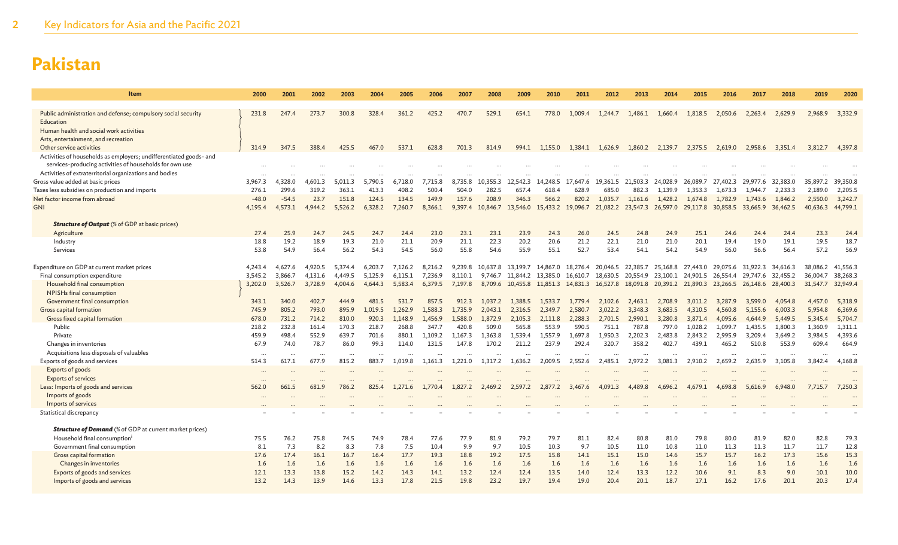# Pakistan

| Item | 2000 | 2001 | 2002 | 2003 | 2004 | 2005 | 2006 | 2007 | 2008 | 2009 | 2010 | 2011 | 2012 | 2013 | 2014 | 2015 | 2016 | 2017 | 2018 | 2019 | 2020 |
|---|---|---|---|---|---|---|---|---|---|---|---|---|---|---|---|---|---|---|---|---|---|
| Public administration and defense; compulsory social security | 231.8 | 247.4 | 273.7 | 300.8 | 328.4 | 361.2 | 425.2 | 470.7 | 529.1 | 654.1 | 778.0 | 1,009.4 | 1,244.7 | 1,486.1 | 1,660.4 | 1,818.5 | 2,050.6 | 2,263.4 | 2,629.9 | 2,968.9 | 3,332.9 |
| Education | | | | | | | | | | | | | | | | | | | | | |
| Human health and social work activities | | | | | | | | | | | | | | | | | | | | | |
| Arts, entertainment, and recreation | | | | | | | | | | | | | | | | | | | | | |
| Other service activities | 314.9 | 347.5 | 388.4 | 425.5 | 467.0 | 537.1 | 628.8 | 701.3 | 814.9 | 994.1 | 1,155.0 | 1,384.1 | 1,626.9 | 1,860.2 | 2,139.7 | 2,375.5 | 2,619.0 | 2,958.6 | 3,351.4 | 3,812.7 | 4,397.8 |
| Activities of households as employers; undifferentiated goods- and services-producing activities of households for own use | ... | ... | ... | ... | ... | ... | ... | ... | ... | ... | ... | ... | ... | ... | ... | ... | ... | ... | ... | ... | ... |
| Activities of extraterritorial organizations and bodies | ... | ... | ... | ... | ... | ... | ... | ... | ... | ... | ... | ... | ... | ... | ... | ... | ... | ... | ... | ... | ... |
| Gross value added at basic prices | 3,967.3 | 4,328.0 | 4,601.3 | 5,011.3 | 5,790.5 | 6,718.0 | 7,715.8 | 8,735.8 | 10,355.3 | 12,542.3 | 14,248.5 | 17,647.6 | 19,361.5 | 21,503.3 | 24,028.9 | 26,089.7 | 27,402.3 | 29,977.6 | 32,383.0 | 35,897.2 | 39,350.8 |
| Taxes less subsidies on production and imports | 276.1 | 299.6 | 319.2 | 363.1 | 413.3 | 408.2 | 500.4 | 504.0 | 282.5 | 657.4 | 618.4 | 628.9 | 685.0 | 882.3 | 1,139.9 | 1,353.3 | 1,673.3 | 1,944.7 | 2,233.3 | 2,189.0 | 2,205.5 |
| Net factor income from abroad | -48.0 | -54.5 | 23.7 | 151.8 | 124.5 | 134.5 | 149.9 | 157.6 | 208.9 | 346.3 | 566.2 | 820.2 | 1,035.7 | 1,161.6 | 1,428.2 | 1,674.8 | 1,782.9 | 1,743.6 | 1,846.2 | 2,550.0 | 3,242.7 |
| GNI | 4,195.4 | 4,573.1 | 4,944.2 | 5,526.2 | 6,328.2 | 7,260.7 | 8,366.1 | 9,397.4 | 10,846.7 | 13,546.0 | 15,433.2 | 19,096.7 | 21,082.2 | 23,547.3 | 26,597.0 | 29,117.8 | 30,858.5 | 33,665.9 | 36,462.5 | 40,636.3 | 44,799.1 |
| ***Structure of Output*** (% of GDP at basic prices) | | | | | | | | | | | | | | | | | | | | | |
| Agriculture | 27.4 | 25.9 | 24.7 | 24.5 | 24.7 | 24.4 | 23.0 | 23.1 | 23.1 | 23.9 | 24.3 | 26.0 | 24.5 | 24.8 | 24.9 | 25.1 | 24.6 | 24.4 | 24.4 | 23.3 | 24.4 |
| Industry | 18.8 | 19.2 | 18.9 | 19.3 | 21.0 | 21.1 | 20.9 | 21.1 | 22.3 | 20.2 | 20.6 | 21.2 | 22.1 | 21.0 | 21.0 | 20.1 | 19.4 | 19.0 | 19.1 | 19.5 | 18.7 |
| Services | 53.8 | 54.9 | 56.4 | 56.2 | 54.3 | 54.5 | 56.0 | 55.8 | 54.6 | 55.9 | 55.1 | 52.7 | 53.4 | 54.1 | 54.2 | 54.9 | 56.0 | 56.6 | 56.4 | 57.2 | 56.9 |
| Expenditure on GDP at current market prices | 4,243.4 | 4,627.6 | 4,920.5 | 5,374.4 | 6,203.7 | 7,126.2 | 8,216.2 | 9,239.8 | 10,637.8 | 13,199.7 | 14,867.0 | 18,276.4 | 20,046.5 | 22,385.7 | 25,168.8 | 27,443.0 | 29,075.6 | 31,922.3 | 34,616.3 | 38,086.2 | 41,556.3 |
| Final consumption expenditure | 3,545.2 | 3,866.7 | 4,131.6 | 4,449.5 | 5,125.9 | 6,115.1 | 7,236.9 | 8,110.1 | 9,746.7 | 11,844.2 | 13,385.0 | 16,610.7 | 18,630.5 | 20,554.9 | 23,100.1 | 24,901.5 | 26,554.4 | 29,747.6 | 32,455.2 | 36,004.7 | 38,268.3 |
| Household final consumption | 3,202.0 | 3,526.7 | 3,728.9 | 4,004.6 | 4,644.3 | 5,583.4 | 6,379.5 | 7,197.8 | 8,709.6 | 10,455.8 | 11,851.3 | 14,831.3 | 16,527.8 | 18,091.8 | 20,391.2 | 21,890.3 | 23,266.5 | 26,148.6 | 28,400.3 | 31,547.7 | 32,949.4 |
| NPISHs final consumption | | | | | | | | | | | | | | | | | | | | | |
| Government final consumption | 343.1 | 340.0 | 402.7 | 444.9 | 481.5 | 531.7 | 857.5 | 912.3 | 1,037.2 | 1,388.5 | 1,533.7 | 1,779.4 | 2,102.6 | 2,463.1 | 2,708.9 | 3,011.2 | 3,287.9 | 3,599.0 | 4,054.8 | 4,457.0 | 5,318.9 |
| Gross capital formation | 745.9 | 805.2 | 793.0 | 895.9 | 1,019.5 | 1,262.9 | 1,588.3 | 1,735.9 | 2,043.1 | 2,316.5 | 2,349.7 | 2,580.7 | 3,022.2 | 3,348.3 | 3,683.5 | 4,310.5 | 4,560.8 | 5,155.6 | 6,003.3 | 5,954.8 | 6,369.6 |
| Gross fixed capital formation | 678.0 | 731.2 | 714.2 | 810.0 | 920.3 | 1,148.9 | 1,456.9 | 1,588.0 | 1,872.9 | 2,105.3 | 2,111.8 | 2,288.3 | 2,701.5 | 2,990.1 | 3,280.8 | 3,871.4 | 4,095.6 | 4,644.9 | 5,449.5 | 5,345.4 | 5,704.7 |
| Public | 218.2 | 232.8 | 161.4 | 170.3 | 218.7 | 268.8 | 347.7 | 420.8 | 509.0 | 565.8 | 553.9 | 590.5 | 751.1 | 787.8 | 797.0 | 1,028.2 | 1,099.7 | 1,435.5 | 1,800.3 | 1,360.9 | 1,311.1 |
| Private | 459.9 | 498.4 | 552.9 | 639.7 | 701.6 | 880.1 | 1,109.2 | 1,167.3 | 1,363.8 | 1,539.4 | 1,557.9 | 1,697.8 | 1,950.3 | 2,202.3 | 2,483.8 | 2,843.2 | 2,995.9 | 3,209.4 | 3,649.2 | 3,984.5 | 4,393.6 |
| Changes in inventories | 67.9 | 74.0 | 78.7 | 86.0 | 99.3 | 114.0 | 131.5 | 147.8 | 170.2 | 211.2 | 237.9 | 292.4 | 320.7 | 358.2 | 402.7 | 439.1 | 465.2 | 510.8 | 553.9 | 609.4 | 664.9 |
| Acquisitions less disposals of valuables | ... | ... | ... | ... | ... | ... | ... | ... | ... | ... | ... | ... | ... | ... | ... | ... | ... | ... | ... | ... | ... |
| Exports of goods and services | 514.3 | 617.1 | 677.9 | 815.2 | 883.7 | 1,019.8 | 1,161.3 | 1,221.0 | 1,317.2 | 1,636.2 | 2,009.5 | 2,552.6 | 2,485.1 | 2,972.2 | 3,081.3 | 2,910.2 | 2,659.2 | 2,635.9 | 3,105.8 | 3,842.4 | 4,168.8 |
| Exports of goods | ... | ... | ... | ... | ... | ... | ... | ... | ... | ... | ... | ... | ... | ... | ... | ... | ... | ... | ... | ... | ... |
| Exports of services | ... | ... | ... | ... | ... | ... | ... | ... | ... | ... | ... | ... | ... | ... | ... | ... | ... | ... | ... | ... | ... |
| Less: Imports of goods and services | 562.0 | 661.5 | 681.9 | 786.2 | 825.4 | 1,271.6 | 1,770.4 | 1,827.2 | 2,469.2 | 2,597.2 | 2,877.2 | 3,467.6 | 4,091.3 | 4,489.8 | 4,696.2 | 4,679.1 | 4,698.8 | 5,616.9 | 6,948.0 | 7,715.7 | 7,250.3 |
| Imports of goods | ... | ... | ... | ... | ... | ... | ... | ... | ... | ... | ... | ... | ... | ... | ... | ... | ... | ... | ... | ... | ... |
| Imports of services | ... | ... | ... | ... | ... | ... | ... | ... | ... | ... | ... | ... | ... | ... | ... | ... | ... | ... | ... | ... | ... |
| Statistical discrepancy | – | – | – | – | – | – | – | – | – | – | – | – | – | – | – | – | – | – | – | – | – |
| ***Structure of Demand*** (% of GDP at current market prices) | | | | | | | | | | | | | | | | | | | | | |
| Household final consumption[i] | 75.5 | 76.2 | 75.8 | 74.5 | 74.9 | 78.4 | 77.6 | 77.9 | 81.9 | 79.2 | 79.7 | 81.1 | 82.4 | 80.8 | 81.0 | 79.8 | 80.0 | 81.9 | 82.0 | 82.8 | 79.3 |
| Government final consumption | 8.1 | 7.3 | 8.2 | 8.3 | 7.8 | 7.5 | 10.4 | 9.9 | 9.7 | 10.5 | 10.3 | 9.7 | 10.5 | 11.0 | 10.8 | 11.0 | 11.3 | 11.3 | 11.7 | 11.7 | 12.8 |
| Gross capital formation | 17.6 | 17.4 | 16.1 | 16.7 | 16.4 | 17.7 | 19.3 | 18.8 | 19.2 | 17.5 | 15.8 | 14.1 | 15.1 | 15.0 | 14.6 | 15.7 | 15.7 | 16.2 | 17.3 | 15.6 | 15.3 |
| Changes in inventories | 1.6 | 1.6 | 1.6 | 1.6 | 1.6 | 1.6 | 1.6 | 1.6 | 1.6 | 1.6 | 1.6 | 1.6 | 1.6 | 1.6 | 1.6 | 1.6 | 1.6 | 1.6 | 1.6 | 1.6 | 1.6 |
| Exports of goods and services | 12.1 | 13.3 | 13.8 | 15.2 | 14.2 | 14.3 | 14.1 | 13.2 | 12.4 | 12.4 | 13.5 | 14.0 | 12.4 | 13.3 | 12.2 | 10.6 | 9.1 | 8.3 | 9.0 | 10.1 | 10.0 |
| Imports of goods and services | 13.2 | 14.3 | 13.9 | 14.6 | 13.3 | 17.8 | 21.5 | 19.8 | 23.2 | 19.7 | 19.4 | 19.0 | 20.4 | 20.1 | 18.7 | 17.1 | 16.2 | 17.6 | 20.1 | 20.3 | 17.4 |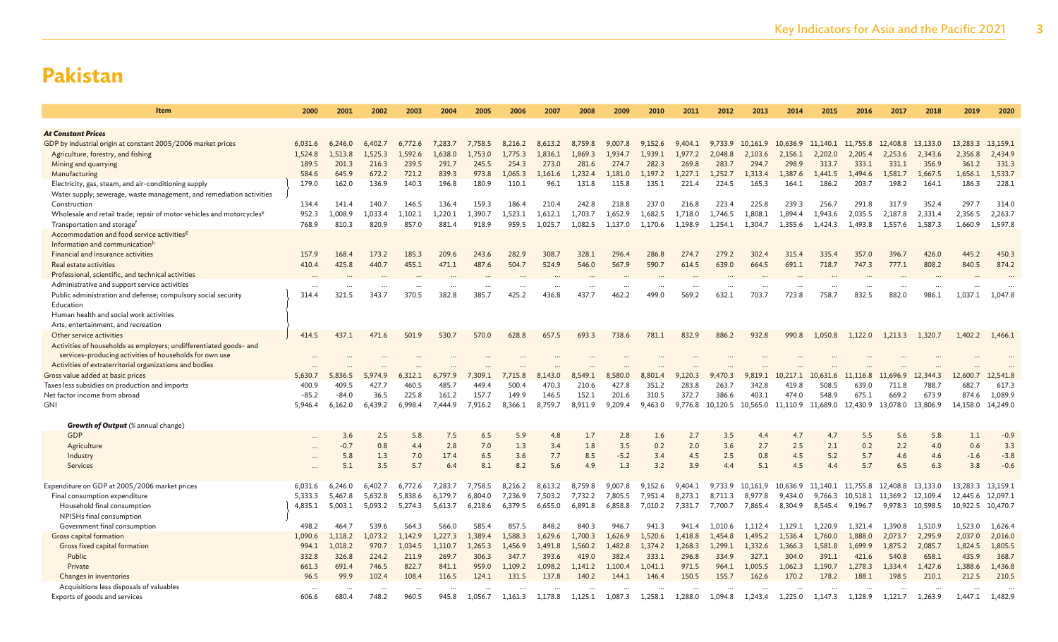# Pakistan

| Item | 2000 | 2001 | 2002 | 2003 | 2004 | 2005 | 2006 | 2007 | 2008 | 2009 | 2010 | 2011 | 2012 | 2013 | 2014 | 2015 | 2016 | 2017 | 2018 | 2019 | 2020 |
|---|---|---|---|---|---|---|---|---|---|---|---|---|---|---|---|---|---|---|---|---|---|
| ***At Constant Prices*** | | | | | | | | | | | | | | | | | | | | | |
| GDP by industrial origin at constant 2005/2006 market prices | 6,031.6 | 6,246.0 | 6,402.7 | 6,772.6 | 7,283.7 | 7,758.5 | 8,216.2 | 8,613.2 | 8,759.8 | 9,007.8 | 9,152.6 | 9,404.1 | 9,733.9 | 10,161.9 | 10,636.9 | 11,140.1 | 11,755.8 | 12,408.8 | 13,133.0 | 13,283.3 | 13,159.1 |
| Agriculture, forestry, and fishing | 1,524.8 | 1,513.8 | 1,525.3 | 1,592.6 | 1,638.0 | 1,753.0 | 1,775.3 | 1,836.1 | 1,869.3 | 1,934.7 | 1,939.1 | 1,977.2 | 2,048.8 | 2,103.6 | 2,156.1 | 2,202.0 | 2,205.4 | 2,253.6 | 2,343.6 | 2,356.8 | 2,434.9 |
| Mining and quarrying | 189.5 | 201.3 | 216.3 | 239.5 | 291.7 | 245.5 | 254.3 | 273.0 | 281.6 | 274.7 | 282.3 | 269.8 | 283.7 | 294.7 | 298.9 | 313.7 | 333.1 | 331.1 | 356.9 | 361.2 | 331.3 |
| Manufacturing | 584.6 | 645.9 | 672.2 | 721.2 | 839.3 | 973.8 | 1,065.3 | 1,161.6 | 1,232.4 | 1,181.0 | 1,197.2 | 1,227.1 | 1,252.7 | 1,313.4 | 1,387.6 | 1,441.5 | 1,494.6 | 1,581.7 | 1,667.5 | 1,656.1 | 1,533.7 |
| Electricity, gas, steam, and air-conditioning supply; Water supply; sewerage, waste management, and remediation activities | 179.0 | 162.0 | 136.9 | 140.3 | 196.8 | 180.9 | 110.1 | 96.1 | 131.8 | 115.8 | 135.1 | 221.4 | 224.5 | 165.3 | 164.1 | 186.2 | 203.7 | 198.2 | 164.1 | 186.3 | 228.1 |
| Construction | 134.4 | 141.4 | 140.7 | 146.5 | 136.4 | 159.3 | 186.4 | 210.4 | 242.8 | 218.8 | 237.0 | 216.8 | 223.4 | 225.8 | 239.3 | 256.7 | 291.8 | 317.9 | 352.4 | 297.7 | 314.0 |
| Wholesale and retail trade; repair of motor vehicles and motorcycles[e] | 952.3 | 1,008.9 | 1,033.4 | 1,102.1 | 1,220.1 | 1,390.7 | 1,523.1 | 1,612.1 | 1,703.7 | 1,652.9 | 1,682.5 | 1,718.0 | 1,746.5 | 1,808.1 | 1,894.4 | 1,943.6 | 2,035.5 | 2,187.8 | 2,331.4 | 2,356.5 | 2,263.7 |
| Transportation and storage[f] | 768.9 | 810.3 | 820.9 | 857.0 | 881.4 | 918.9 | 959.5 | 1,025.7 | 1,082.5 | 1,137.0 | 1,170.6 | 1,198.9 | 1,254.1 | 1,304.7 | 1,355.6 | 1,424.3 | 1,493.8 | 1,557.6 | 1,587.3 | 1,660.9 | 1,597.8 |
| Accommodation and food service activities[g] | | | | | | | | | | | | | | | | | | | | | |
| Information and communication[h] | | | | | | | | | | | | | | | | | | | | | |
| Financial and insurance activities | 157.9 | 168.4 | 173.2 | 185.3 | 209.6 | 243.6 | 282.9 | 308.7 | 328.1 | 296.4 | 286.8 | 274.7 | 279.2 | 302.4 | 315.4 | 335.4 | 357.0 | 396.7 | 426.0 | 445.2 | 450.3 |
| Real estate activities | 410.4 | 425.8 | 440.7 | 455.1 | 471.1 | 487.6 | 504.7 | 524.9 | 546.0 | 567.9 | 590.7 | 614.5 | 639.0 | 664.5 | 691.1 | 718.7 | 747.3 | 777.1 | 808.2 | 840.5 | 874.2 |
| Professional, scientific, and technical activities | ... | ... | ... | ... | ... | ... | ... | ... | ... | ... | ... | ... | ... | ... | ... | ... | ... | ... | ... | ... | ... |
| Administrative and support service activities | ... | ... | ... | ... | ... | ... | ... | ... | ... | ... | ... | ... | ... | ... | ... | ... | ... | ... | ... | ... | ... |
| Public administration and defense; compulsory social security; Education; Human health and social work activities; Arts, entertainment, and recreation | 314.4 | 321.5 | 343.7 | 370.5 | 382.8 | 385.7 | 425.2 | 436.8 | 437.7 | 462.2 | 499.0 | 569.2 | 632.1 | 703.7 | 723.8 | 758.7 | 832.5 | 882.0 | 986.1 | 1,037.1 | 1,047.8 |
| Other service activities | 414.5 | 437.1 | 471.6 | 501.9 | 530.7 | 570.0 | 628.8 | 657.5 | 693.3 | 738.6 | 781.1 | 832.9 | 886.2 | 932.8 | 990.8 | 1,050.8 | 1,122.0 | 1,213.3 | 1,320.7 | 1,402.2 | 1,466.1 |
| Activities of households as employers; undifferentiated goods- and services-producing activities of households for own use | ... | ... | ... | ... | ... | ... | ... | ... | ... | ... | ... | ... | ... | ... | ... | ... | ... | ... | ... | ... | ... |
| Activities of extraterritorial organizations and bodies | ... | ... | ... | ... | ... | ... | ... | ... | ... | ... | ... | ... | ... | ... | ... | ... | ... | ... | ... | ... | ... |
| Gross value added at basic prices | 5,630.7 | 5,836.5 | 5,974.9 | 6,312.1 | 6,797.9 | 7,309.1 | 7,715.8 | 8,143.0 | 8,549.1 | 8,580.0 | 8,801.4 | 9,120.3 | 9,470.3 | 9,819.1 | 10,217.1 | 10,631.6 | 11,116.8 | 11,696.9 | 12,344.3 | 12,600.7 | 12,541.8 |
| Taxes less subsidies on production and imports | 400.9 | 409.5 | 427.7 | 460.5 | 485.7 | 449.4 | 500.4 | 470.3 | 210.6 | 427.8 | 351.2 | 283.8 | 263.7 | 342.8 | 419.8 | 508.5 | 639.0 | 711.8 | 788.7 | 682.7 | 617.3 |
| Net factor income from abroad | -85.2 | -84.0 | 36.5 | 225.8 | 161.2 | 157.7 | 149.9 | 146.5 | 152.1 | 201.6 | 310.5 | 372.7 | 386.6 | 403.1 | 474.0 | 548.9 | 675.1 | 669.2 | 673.9 | 874.6 | 1,089.9 |
| GNI | 5,946.4 | 6,162.0 | 6,439.2 | 6,998.4 | 7,444.9 | 7,916.2 | 8,366.1 | 8,759.7 | 8,911.9 | 9,209.4 | 9,463.0 | 9,776.8 | 10,120.5 | 10,565.0 | 11,110.9 | 11,689.0 | 12,430.9 | 13,078.0 | 13,806.9 | 14,158.0 | 14,249.0 |
| ***Growth of Output*** (% annual change) | | | | | | | | | | | | | | | | | | | | | |
| GDP | ... | 3.6 | 2.5 | 5.8 | 7.5 | 6.5 | 5.9 | 4.8 | 1.7 | 2.8 | 1.6 | 2.7 | 3.5 | 4.4 | 4.7 | 4.7 | 5.5 | 5.6 | 5.8 | 1.1 | -0.9 |
| Agriculture | ... | -0.7 | 0.8 | 4.4 | 2.8 | 7.0 | 1.3 | 3.4 | 1.8 | 3.5 | 0.2 | 2.0 | 3.6 | 2.7 | 2.5 | 2.1 | 0.2 | 2.2 | 4.0 | 0.6 | 3.3 |
| Industry | ... | 5.8 | 1.3 | 7.0 | 17.4 | 6.5 | 3.6 | 7.7 | 8.5 | -5.2 | 3.4 | 4.5 | 2.5 | 0.8 | 4.5 | 5.2 | 5.7 | 4.6 | 4.6 | -1.6 | -3.8 |
| Services | ... | 5.1 | 3.5 | 5.7 | 6.4 | 8.1 | 8.2 | 5.6 | 4.9 | 1.3 | 3.2 | 3.9 | 4.4 | 5.1 | 4.5 | 4.4 | 5.7 | 6.5 | 6.3 | 3.8 | -0.6 |
| Expenditure on GDP at 2005/2006 market prices | 6,031.6 | 6,246.0 | 6,402.7 | 6,772.6 | 7,283.7 | 7,758.5 | 8,216.2 | 8,613.2 | 8,759.8 | 9,007.8 | 9,152.6 | 9,404.1 | 9,733.9 | 10,161.9 | 10,636.9 | 11,140.1 | 11,755.8 | 12,408.8 | 13,133.0 | 13,283.3 | 13,159.1 |
| Final consumption expenditure | 5,333.3 | 5,467.8 | 5,632.8 | 5,838.6 | 6,179.7 | 6,804.0 | 7,236.9 | 7,503.2 | 7,732.2 | 7,805.5 | 7,951.4 | 8,273.1 | 8,711.3 | 8,977.8 | 9,434.0 | 9,766.3 | 10,518.1 | 11,369.2 | 12,109.4 | 12,445.6 | 12,097.1 |
| Household final consumption; NPISHs final consumption | 4,835.1 | 5,003.1 | 5,093.2 | 5,274.3 | 5,613.7 | 6,218.6 | 6,379.5 | 6,655.0 | 6,891.8 | 6,858.8 | 7,010.2 | 7,331.7 | 7,700.7 | 7,865.4 | 8,304.9 | 8,545.4 | 9,196.7 | 9,978.3 | 10,598.5 | 10,922.5 | 10,470.7 |
| Government final consumption | 498.2 | 464.7 | 539.6 | 564.3 | 566.0 | 585.4 | 857.5 | 848.2 | 840.3 | 946.7 | 941.3 | 941.4 | 1,010.6 | 1,112.4 | 1,129.1 | 1,220.9 | 1,321.4 | 1,390.8 | 1,510.9 | 1,523.0 | 1,626.4 |
| Gross capital formation | 1,090.6 | 1,118.2 | 1,073.2 | 1,142.9 | 1,227.3 | 1,389.4 | 1,588.3 | 1,629.6 | 1,700.3 | 1,626.9 | 1,520.6 | 1,418.8 | 1,454.8 | 1,495.2 | 1,536.4 | 1,760.0 | 1,888.0 | 2,073.7 | 2,295.9 | 2,037.0 | 2,016.0 |
| Gross fixed capital formation | 994.1 | 1,018.2 | 970.7 | 1,034.5 | 1,110.7 | 1,265.3 | 1,456.9 | 1,491.8 | 1,560.2 | 1,482.8 | 1,374.2 | 1,268.3 | 1,299.1 | 1,332.6 | 1,366.3 | 1,581.8 | 1,699.9 | 1,875.2 | 2,085.7 | 1,824.5 | 1,805.5 |
| Public | 332.8 | 326.8 | 224.2 | 211.9 | 269.7 | 306.3 | 347.7 | 393.6 | 419.0 | 382.4 | 333.1 | 296.8 | 334.9 | 327.1 | 304.0 | 391.1 | 421.6 | 540.8 | 658.1 | 435.9 | 368.7 |
| Private | 661.3 | 691.4 | 746.5 | 822.7 | 841.1 | 959.0 | 1,109.2 | 1,098.2 | 1,141.2 | 1,100.4 | 1,041.1 | 971.5 | 964.1 | 1,005.5 | 1,062.3 | 1,190.7 | 1,278.3 | 1,334.4 | 1,427.6 | 1,388.6 | 1,436.8 |
| Changes in inventories | 96.5 | 99.9 | 102.4 | 108.4 | 116.5 | 124.1 | 131.5 | 137.8 | 140.2 | 144.1 | 146.4 | 150.5 | 155.7 | 162.6 | 170.2 | 178.2 | 188.1 | 198.5 | 210.1 | 212.5 | 210.5 |
| Acquisitions less disposals of valuables | ... | ... | ... | ... | ... | ... | ... | ... | ... | ... | ... | ... | ... | ... | ... | ... | ... | ... | ... | ... | ... |
| Exports of goods and services | 606.6 | 680.4 | 748.2 | 960.5 | 945.8 | 1,056.7 | 1,161.3 | 1,178.8 | 1,125.1 | 1,087.3 | 1,258.1 | 1,288.0 | 1,094.8 | 1,243.4 | 1,225.0 | 1,147.3 | 1,128.9 | 1,121.7 | 1,263.9 | 1,447.1 | 1,482.9 |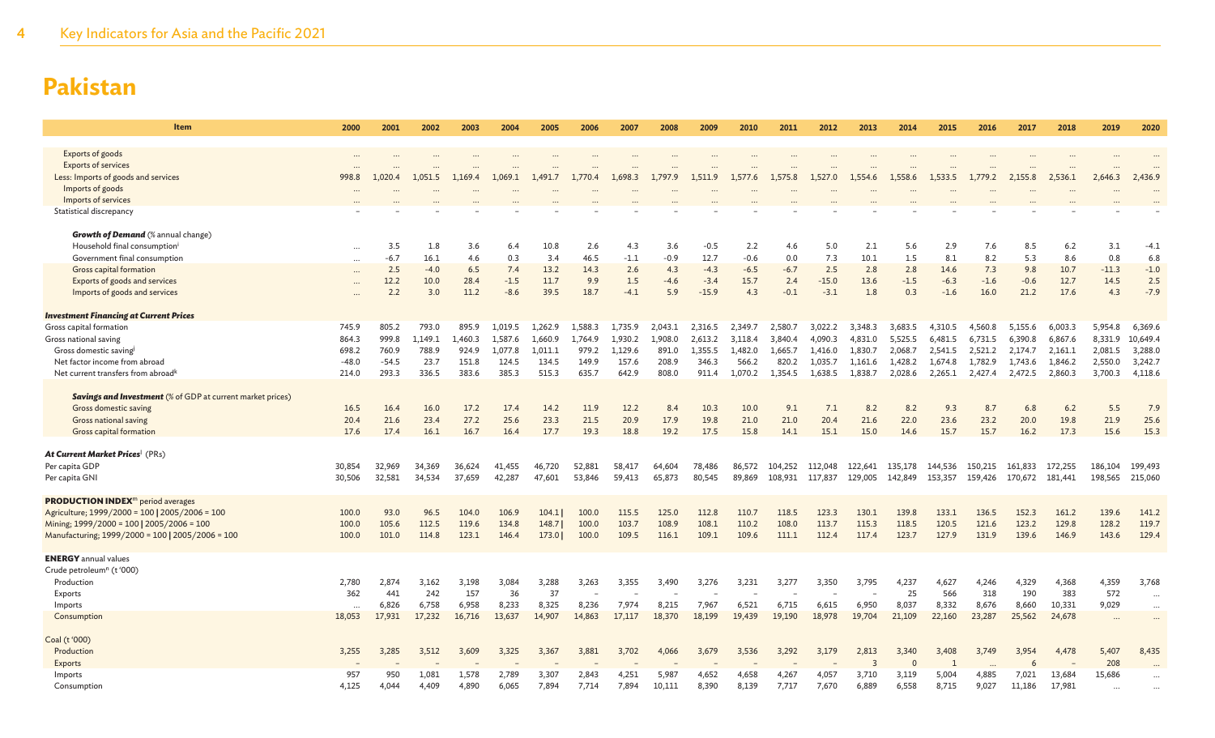# Pakistan

| Item | 2000 | 2001 | 2002 | 2003 | 2004 | 2005 | 2006 | 2007 | 2008 | 2009 | 2010 | 2011 | 2012 | 2013 | 2014 | 2015 | 2016 | 2017 | 2018 | 2019 | 2020 |
|---|---|---|---|---|---|---|---|---|---|---|---|---|---|---|---|---|---|---|---|---|---|
| Exports of goods | ... | ... | ... | ... | ... | ... | ... | ... | ... | ... | ... | ... | ... | ... | ... | ... | ... | ... | ... | ... | ... |
| Exports of services | ... | ... | ... | ... | ... | ... | ... | ... | ... | ... | ... | ... | ... | ... | ... | ... | ... | ... | ... | ... | ... |
| Less: Imports of goods and services | 998.8 | 1,020.4 | 1,051.5 | 1,169.4 | 1,069.1 | 1,491.7 | 1,770.4 | 1,698.3 | 1,797.9 | 1,511.9 | 1,577.6 | 1,575.8 | 1,527.0 | 1,554.6 | 1,558.6 | 1,533.5 | 1,779.2 | 2,155.8 | 2,536.1 | 2,646.3 | 2,436.9 |
| Imports of goods | ... | ... | ... | ... | ... | ... | ... | ... | ... | ... | ... | ... | ... | ... | ... | ... | ... | ... | ... | ... | ... |
| Imports of services | ... | ... | ... | ... | ... | ... | ... | ... | ... | ... | ... | ... | ... | ... | ... | ... | ... | ... | ... | ... | ... |
| Statistical discrepancy | – | – | – | – | – | – | – | – | – | – | – | – | – | – | – | – | – | – | – | – | – |
| ***Growth of Demand*** (% annual change) | | | | | | | | | | | | | | | | | | | | | |
| Household final consumption[i] | ... | 3.5 | 1.8 | 3.6 | 6.4 | 10.8 | 2.6 | 4.3 | 3.6 | -0.5 | 2.2 | 4.6 | 5.0 | 2.1 | 5.6 | 2.9 | 7.6 | 8.5 | 6.2 | 3.1 | -4.1 |
| Government final consumption | ... | -6.7 | 16.1 | 4.6 | 0.3 | 3.4 | 46.5 | -1.1 | -0.9 | 12.7 | -0.6 | 0.0 | 7.3 | 10.1 | 1.5 | 8.1 | 8.2 | 5.3 | 8.6 | 0.8 | 6.8 |
| Gross capital formation | ... | 2.5 | -4.0 | 6.5 | 7.4 | 13.2 | 14.3 | 2.6 | 4.3 | -4.3 | -6.5 | -6.7 | 2.5 | 2.8 | 2.8 | 14.6 | 7.3 | 9.8 | 10.7 | -11.3 | -1.0 |
| Exports of goods and services | ... | 12.2 | 10.0 | 28.4 | -1.5 | 11.7 | 9.9 | 1.5 | -4.6 | -3.4 | 15.7 | 2.4 | -15.0 | 13.6 | -1.5 | -6.3 | -1.6 | -0.6 | 12.7 | 14.5 | 2.5 |
| Imports of goods and services | ... | 2.2 | 3.0 | 11.2 | -8.6 | 39.5 | 18.7 | -4.1 | 5.9 | -15.9 | 4.3 | -0.1 | -3.1 | 1.8 | 0.3 | -1.6 | 16.0 | 21.2 | 17.6 | 4.3 | -7.9 |
| ***Investment Financing at Current Prices*** | | | | | | | | | | | | | | | | | | | | | |
| Gross capital formation | 745.9 | 805.2 | 793.0 | 895.9 | 1,019.5 | 1,262.9 | 1,588.3 | 1,735.9 | 2,043.1 | 2,316.5 | 2,349.7 | 2,580.7 | 3,022.2 | 3,348.3 | 3,683.5 | 4,310.5 | 4,560.8 | 5,155.6 | 6,003.3 | 5,954.8 | 6,369.6 |
| Gross national saving | 864.3 | 999.8 | 1,149.1 | 1,460.3 | 1,587.6 | 1,660.9 | 1,764.9 | 1,930.2 | 1,908.0 | 2,613.2 | 3,118.4 | 3,840.4 | 4,090.3 | 4,831.0 | 5,525.5 | 6,481.5 | 6,731.5 | 6,390.8 | 6,867.6 | 8,331.9 | 10,649.4 |
| Gross domestic saving[j] | 698.2 | 760.9 | 788.9 | 924.9 | 1,077.8 | 1,011.1 | 979.2 | 1,129.6 | 891.0 | 1,355.5 | 1,482.0 | 1,665.7 | 1,416.0 | 1,830.7 | 2,068.7 | 2,541.5 | 2,521.2 | 2,174.7 | 2,161.1 | 2,081.5 | 3,288.0 |
| Net factor income from abroad | -48.0 | -54.5 | 23.7 | 151.8 | 124.5 | 134.5 | 149.9 | 157.6 | 208.9 | 346.3 | 566.2 | 820.2 | 1,035.7 | 1,161.6 | 1,428.2 | 1,674.8 | 1,782.9 | 1,743.6 | 1,846.2 | 2,550.0 | 3,242.7 |
| Net current transfers from abroad[k] | 214.0 | 293.3 | 336.5 | 383.6 | 385.3 | 515.3 | 635.7 | 642.9 | 808.0 | 911.4 | 1,070.2 | 1,354.5 | 1,638.5 | 1,838.7 | 2,028.6 | 2,265.1 | 2,427.4 | 2,472.5 | 2,860.3 | 3,700.3 | 4,118.6 |
| ***Savings and Investment*** (% of GDP at current market prices) | | | | | | | | | | | | | | | | | | | | | |
| Gross domestic saving | 16.5 | 16.4 | 16.0 | 17.2 | 17.4 | 14.2 | 11.9 | 12.2 | 8.4 | 10.3 | 10.0 | 9.1 | 7.1 | 8.2 | 8.2 | 9.3 | 8.7 | 6.8 | 6.2 | 5.5 | 7.9 |
| Gross national saving | 20.4 | 21.6 | 23.4 | 27.2 | 25.6 | 23.3 | 21.5 | 20.9 | 17.9 | 19.8 | 21.0 | 21.0 | 20.4 | 21.6 | 22.0 | 23.6 | 23.2 | 20.0 | 19.8 | 21.9 | 25.6 |
| Gross capital formation | 17.6 | 17.4 | 16.1 | 16.7 | 16.4 | 17.7 | 19.3 | 18.8 | 19.2 | 17.5 | 15.8 | 14.1 | 15.1 | 15.0 | 14.6 | 15.7 | 15.7 | 16.2 | 17.3 | 15.6 | 15.3 |
| ***At Current Market Prices***[l] (PRs) | | | | | | | | | | | | | | | | | | | | | |
| Per capita GDP | 30,854 | 32,969 | 34,369 | 36,624 | 41,455 | 46,720 | 52,881 | 58,417 | 64,604 | 78,486 | 86,572 | 104,252 | 112,048 | 122,641 | 135,178 | 144,536 | 150,215 | 161,833 | 172,255 | 186,104 | 199,493 |
| Per capita GNI | 30,506 | 32,581 | 34,534 | 37,659 | 42,287 | 47,601 | 53,846 | 59,413 | 65,873 | 80,545 | 89,869 | 108,931 | 117,837 | 129,005 | 142,849 | 153,357 | 159,426 | 170,672 | 181,441 | 198,565 | 215,060 |
| **PRODUCTION INDEX**[m] period averages | | | | | | | | | | | | | | | | | | | | | |
| Agriculture; 1999/2000 = 100 \| 2005/2006 = 100 | 100.0 | 93.0 | 96.5 | 104.0 | 106.9 | 104.1 \| | 100.0 | 115.5 | 125.0 | 112.8 | 110.7 | 118.5 | 123.3 | 130.1 | 139.8 | 133.1 | 136.5 | 152.3 | 161.2 | 139.6 | 141.2 |
| Mining; 1999/2000 = 100 \| 2005/2006 = 100 | 100.0 | 105.6 | 112.5 | 119.6 | 134.8 | 148.7 \| | 100.0 | 103.7 | 108.9 | 108.1 | 110.2 | 108.0 | 113.7 | 115.3 | 118.5 | 120.5 | 121.6 | 123.2 | 129.8 | 128.2 | 119.7 |
| Manufacturing; 1999/2000 = 100 \| 2005/2006 = 100 | 100.0 | 101.0 | 114.8 | 123.1 | 146.4 | 173.0 \| | 100.0 | 109.5 | 116.1 | 109.1 | 109.6 | 111.1 | 112.4 | 117.4 | 123.7 | 127.9 | 131.9 | 139.6 | 146.9 | 143.6 | 129.4 |
| **ENERGY** annual values | | | | | | | | | | | | | | | | | | | | | |
| Crude petroleum[n] (t '000) | | | | | | | | | | | | | | | | | | | | | |
| Production | 2,780 | 2,874 | 3,162 | 3,198 | 3,084 | 3,288 | 3,263 | 3,355 | 3,490 | 3,276 | 3,231 | 3,277 | 3,350 | 3,795 | 4,237 | 4,627 | 4,246 | 4,329 | 4,368 | 4,359 | 3,768 |
| Exports | 362 | 441 | 242 | 157 | 36 | 37 | – | – | – | – | – | – | – | – | 25 | 566 | 318 | 190 | 383 | 572 | ... |
| Imports | ... | 6,826 | 6,758 | 6,958 | 8,233 | 8,325 | 8,236 | 7,974 | 8,215 | 7,967 | 6,521 | 6,715 | 6,615 | 6,950 | 8,037 | 8,332 | 8,676 | 8,660 | 10,331 | 9,029 | ... |
| Consumption | 18,053 | 17,931 | 17,232 | 16,716 | 13,637 | 14,907 | 14,863 | 17,117 | 18,370 | 18,199 | 19,439 | 19,190 | 18,978 | 19,704 | 21,109 | 22,160 | 23,287 | 25,562 | 24,678 | ... | ... |
| Coal (t '000) | | | | | | | | | | | | | | | | | | | | | |
| Production | 3,255 | 3,285 | 3,512 | 3,609 | 3,325 | 3,367 | 3,881 | 3,702 | 4,066 | 3,679 | 3,536 | 3,292 | 3,179 | 2,813 | 3,340 | 3,408 | 3,749 | 3,954 | 4,478 | 5,407 | 8,435 |
| Exports | – | – | – | – | – | – | – | – | – | – | – | – | – | 3 | 0 | 1 | ... | 6 | – | 208 | ... |
| Imports | 957 | 950 | 1,081 | 1,578 | 2,789 | 3,307 | 2,843 | 4,251 | 5,987 | 4,652 | 4,658 | 4,267 | 4,057 | 3,710 | 3,119 | 5,004 | 4,885 | 7,021 | 13,684 | 15,686 | ... |
| Consumption | 4,125 | 4,044 | 4,409 | 4,890 | 6,065 | 7,894 | 7,714 | 7,894 | 10,111 | 8,390 | 8,139 | 7,717 | 7,670 | 6,889 | 6,558 | 8,715 | 9,027 | 11,186 | 17,981 | ... | ... |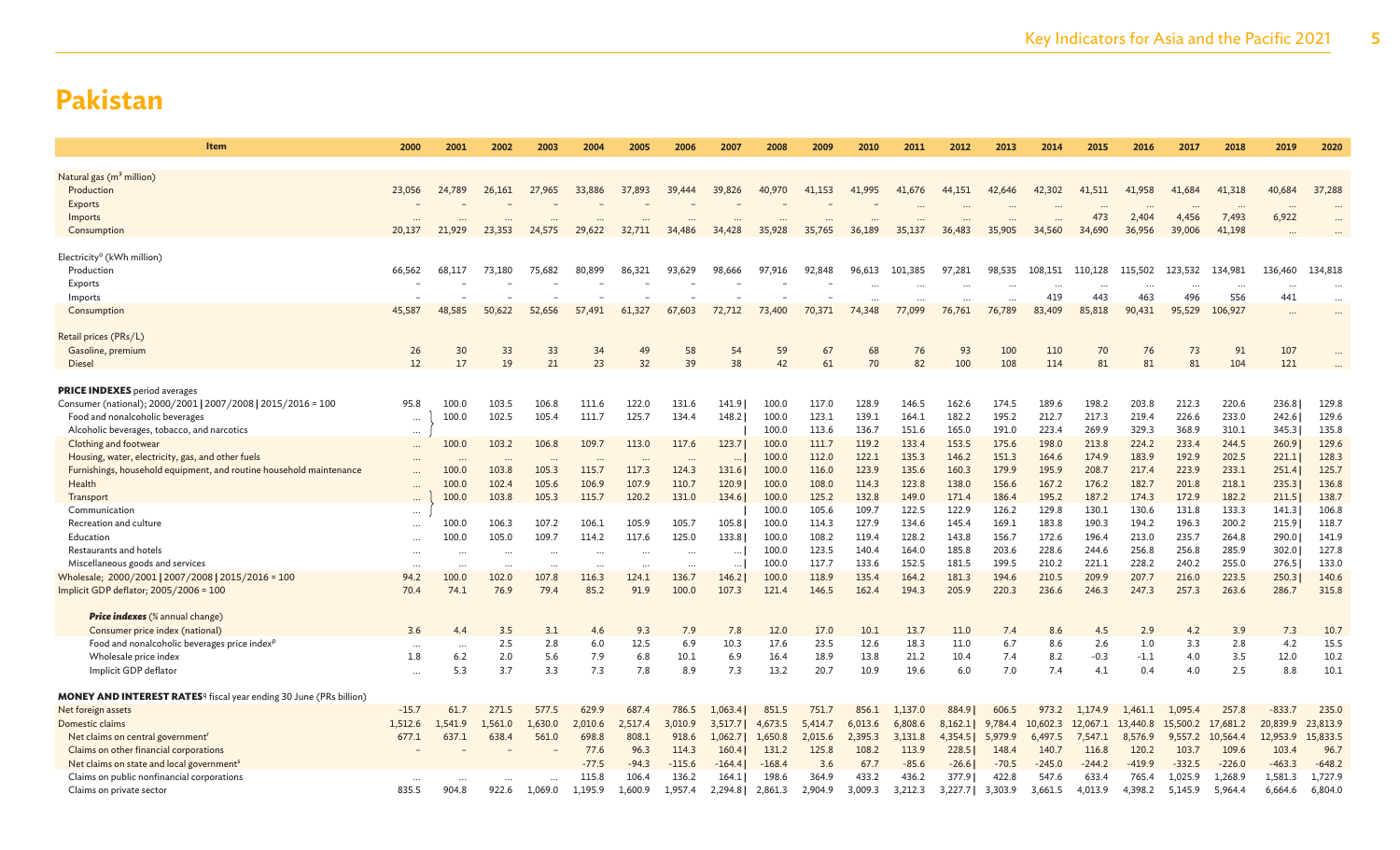# Pakistan

| Item | 2000 | 2001 | 2002 | 2003 | 2004 | 2005 | 2006 | 2007 | 2008 | 2009 | 2010 | 2011 | 2012 | 2013 | 2014 | 2015 | 2016 | 2017 | 2018 | 2019 | 2020 |
|---|---|---|---|---|---|---|---|---|---|---|---|---|---|---|---|---|---|---|---|---|---|
| Natural gas ($m^3$ million) | | | | | | | | | | | | | | | | | | | | | |
| Production | 23,056 | 24,789 | 26,161 | 27,965 | 33,886 | 37,893 | 39,444 | 39,826 | 40,970 | 41,153 | 41,995 | 41,676 | 44,151 | 42,646 | 42,302 | 41,511 | 41,958 | 41,684 | 41,318 | 40,684 | 37,288 |
| Exports | – | – | – | – | – | – | – | – | – | – | – | ... | ... | ... | ... | ... | ... | ... | ... | ... | ... |
| Imports | ... | ... | ... | ... | ... | ... | ... | ... | ... | ... | ... | ... | ... | ... | ... | 473 | 2,404 | 4,456 | 7,493 | 6,922 | ... |
| Consumption | 20,137 | 21,929 | 23,353 | 24,575 | 29,622 | 32,711 | 34,486 | 34,428 | 35,928 | 35,765 | 36,189 | 35,137 | 36,483 | 35,905 | 34,560 | 34,690 | 36,956 | 39,006 | 41,198 | ... | ... |
| Electricity[o] (kWh million) | | | | | | | | | | | | | | | | | | | | | |
| Production | 66,562 | 68,117 | 73,180 | 75,682 | 80,899 | 86,321 | 93,629 | 98,666 | 97,916 | 92,848 | 96,613 | 101,385 | 97,281 | 98,535 | 108,151 | 110,128 | 115,502 | 123,532 | 134,981 | 136,460 | 134,818 |
| Exports | – | – | – | – | – | – | – | – | – | – | ... | ... | ... | ... | ... | ... | ... | ... | ... | ... | ... |
| Imports | – | – | – | – | – | – | – | – | – | – | – | ... | ... | ... | 419 | 443 | 463 | 496 | 556 | 441 | ... |
| Consumption | 45,587 | 48,585 | 50,622 | 52,656 | 57,491 | 61,327 | 67,603 | 72,712 | 73,400 | 70,371 | 74,348 | 77,099 | 76,761 | 76,789 | 83,409 | 85,818 | 90,431 | 95,529 | 106,927 | ... | ... |
| Retail prices (PRs/L) | | | | | | | | | | | | | | | | | | | | | |
| Gasoline, premium | 26 | 30 | 33 | 33 | 34 | 49 | 58 | 54 | 59 | 67 | 68 | 76 | 93 | 100 | 110 | 70 | 76 | 73 | 91 | 107 | ... |
| Diesel | 12 | 17 | 19 | 21 | 23 | 32 | 39 | 38 | 42 | 61 | 70 | 82 | 100 | 108 | 114 | 81 | 81 | 81 | 104 | 121 | ... |
| **PRICE INDEXES** period averages | | | | | | | | | | | | | | | | | | | | | |
| Consumer (national); 2000/2001 \| 2007/2008 \| 2015/2016 = 100 | 95.8 | 100.0 | 103.5 | 106.8 | 111.6 | 122.0 | 131.6 | 141.9 \| | 100.0 | 117.0 | 128.9 | 146.5 | 162.6 | 174.5 | 189.6 | 198.2 | 203.8 | 212.3 | 220.6 | 236.8 \| | 129.8 |
| Food and nonalcoholic beverages | ... | 100.0 | 102.5 | 105.4 | 111.7 | 125.7 | 134.4 | 148.2 \| | 100.0 | 123.1 | 139.1 | 164.1 | 182.2 | 195.2 | 212.7 | 217.3 | 219.4 | 226.6 | 233.0 | 242.6 \| | 129.6 |
| Alcoholic beverages, tobacco, and narcotics | ... | | | | | | | \| | 100.0 | 113.6 | 136.7 | 151.6 | 165.0 | 191.0 | 223.4 | 269.9 | 329.3 | 368.9 | 310.1 | 345.3 \| | 135.8 |
| Clothing and footwear | ... | 100.0 | 103.2 | 106.8 | 109.7 | 113.0 | 117.6 | 123.7 \| | 100.0 | 111.7 | 119.2 | 133.4 | 153.5 | 175.6 | 198.0 | 213.8 | 224.2 | 233.4 | 244.5 | 260.9 \| | 129.6 |
| Housing, water, electricity, gas, and other fuels | ... | ... | ... | ... | ... | ... | ... | ... \| | 100.0 | 112.0 | 122.1 | 135.3 | 146.2 | 151.3 | 164.6 | 174.9 | 183.9 | 192.9 | 202.5 | 221.1 \| | 128.3 |
| Furnishings, household equipment, and routine household maintenance | ... | 100.0 | 103.8 | 105.3 | 115.7 | 117.3 | 124.3 | 131.6 \| | 100.0 | 116.0 | 123.9 | 135.6 | 160.3 | 179.9 | 195.9 | 208.7 | 217.4 | 223.9 | 233.1 | 251.4 \| | 125.7 |
| Health | ... | 100.0 | 102.4 | 105.6 | 106.9 | 107.9 | 110.7 | 120.9 \| | 100.0 | 108.0 | 114.3 | 123.8 | 138.0 | 156.6 | 167.2 | 176.2 | 182.7 | 201.8 | 218.1 | 235.3 \| | 136.8 |
| Transport | ... | 100.0 | 103.8 | 105.3 | 115.7 | 120.2 | 131.0 | 134.6 \| | 100.0 | 125.2 | 132.8 | 149.0 | 171.4 | 186.4 | 195.2 | 187.2 | 174.3 | 172.9 | 182.2 | 211.5 \| | 138.7 |
| Communication | ... | | | | | | | \| | 100.0 | 105.6 | 109.7 | 122.5 | 122.9 | 126.2 | 129.8 | 130.1 | 130.6 | 131.8 | 133.3 | 141.3 \| | 106.8 |
| Recreation and culture | ... | 100.0 | 106.3 | 107.2 | 106.1 | 105.9 | 105.7 | 105.8 \| | 100.0 | 114.3 | 127.9 | 134.6 | 145.4 | 169.1 | 183.8 | 190.3 | 194.2 | 196.3 | 200.2 | 215.9 \| | 118.7 |
| Education | ... | 100.0 | 105.0 | 109.7 | 114.2 | 117.6 | 125.0 | 133.8 \| | 100.0 | 108.2 | 119.4 | 128.2 | 143.8 | 156.7 | 172.6 | 196.4 | 213.0 | 235.7 | 264.8 | 290.0 \| | 141.9 |
| Restaurants and hotels | ... | ... | ... | ... | ... | ... | ... | ... \| | 100.0 | 123.5 | 140.4 | 164.0 | 185.8 | 203.6 | 228.6 | 244.6 | 256.8 | 256.8 | 285.9 | 302.0 \| | 127.8 |
| Miscellaneous goods and services | ... | ... | ... | ... | ... | ... | ... | ... \| | 100.0 | 117.7 | 133.6 | 152.5 | 181.5 | 199.5 | 210.2 | 221.1 | 228.2 | 240.2 | 255.0 | 276.5 \| | 133.0 |
| Wholesale; 2000/2001 \| 2007/2008 \| 2015/2016 = 100 | 94.2 | 100.0 | 102.0 | 107.8 | 116.3 | 124.1 | 136.7 | 146.2 \| | 100.0 | 118.9 | 135.4 | 164.2 | 181.3 | 194.6 | 210.5 | 209.9 | 207.7 | 216.0 | 223.5 | 250.3 \| | 140.6 |
| Implicit GDP deflator; 2005/2006 = 100 | 70.4 | 74.1 | 76.9 | 79.4 | 85.2 | 91.9 | 100.0 | 107.3 | 121.4 | 146.5 | 162.4 | 194.3 | 205.9 | 220.3 | 236.6 | 246.3 | 247.3 | 257.3 | 263.6 | 286.7 | 315.8 |
| ***Price indexes*** (% annual change) | | | | | | | | | | | | | | | | | | | | | |
| Consumer price index (national) | 3.6 | 4.4 | 3.5 | 3.1 | 4.6 | 9.3 | 7.9 | 7.8 | 12.0 | 17.0 | 10.1 | 13.7 | 11.0 | 7.4 | 8.6 | 4.5 | 2.9 | 4.2 | 3.9 | 7.3 | 10.7 |
| Food and nonalcoholic beverages price index[p] | ... | ... | 2.5 | 2.8 | 6.0 | 12.5 | 6.9 | 10.3 | 17.6 | 23.5 | 12.6 | 18.3 | 11.0 | 6.7 | 8.6 | 2.6 | 1.0 | 3.3 | 2.8 | 4.2 | 15.5 |
| Wholesale price index | 1.8 | 6.2 | 2.0 | 5.6 | 7.9 | 6.8 | 10.1 | 6.9 | 16.4 | 18.9 | 13.8 | 21.2 | 10.4 | 7.4 | 8.2 | -0.3 | -1.1 | 4.0 | 3.5 | 12.0 | 10.2 |
| Implicit GDP deflator | ... | 5.3 | 3.7 | 3.3 | 7.3 | 7.8 | 8.9 | 7.3 | 13.2 | 20.7 | 10.9 | 19.6 | 6.0 | 7.0 | 7.4 | 4.1 | 0.4 | 4.0 | 2.5 | 8.8 | 10.1 |
| **MONEY AND INTEREST RATES**[q] fiscal year ending 30 June (PRs billion) | | | | | | | | | | | | | | | | | | | | | |
| Net foreign assets | -15.7 | 61.7 | 271.5 | 577.5 | 629.9 | 687.4 | 786.5 | 1,063.4 \| | 851.5 | 751.7 | 856.1 | 1,137.0 | 884.9 \| | 606.5 | 973.2 | 1,174.9 | 1,461.1 | 1,095.4 | 257.8 | -833.7 | 235.0 |
| Domestic claims | 1,512.6 | 1,541.9 | 1,561.0 | 1,630.0 | 2,010.6 | 2,517.4 | 3,010.9 | 3,517.7 \| | 4,673.5 | 5,414.7 | 6,013.6 | 6,808.6 | 8,162.1 \| | 9,784.4 | 10,602.3 | 12,067.1 | 13,440.8 | 15,500.2 | 17,681.2 | 20,839.9 | 23,813.9 |
| Net claims on central government[r] | 677.1 | 637.1 | 638.4 | 561.0 | 698.8 | 808.1 | 918.6 | 1,062.7 \| | 1,650.8 | 2,015.6 | 2,395.3 | 3,131.8 | 4,354.5 \| | 5,979.9 | 6,497.5 | 7,547.1 | 8,576.9 | 9,557.2 | 10,564.4 | 12,953.9 | 15,833.5 |
| Claims on other financial corporations | – | – | – | – | 77.6 | 96.3 | 114.3 | 160.4 \| | 131.2 | 125.8 | 108.2 | 113.9 | 228.5 \| | 148.4 | 140.7 | 116.8 | 120.2 | 103.7 | 109.6 | 103.4 | 96.7 |
| Net claims on state and local government[s] | | | | | -77.5 | -94.3 | -115.6 | -164.4 \| | -168.4 | 3.6 | 67.7 | -85.6 | -26.6 \| | -70.5 | -245.0 | -244.2 | -419.9 | -332.5 | -226.0 | -463.3 | -648.2 |
| Claims on public nonfinancial corporations | ... | ... | ... | ... | 115.8 | 106.4 | 136.2 | 164.1 \| | 198.6 | 364.9 | 433.2 | 436.2 | 377.9 \| | 422.8 | 547.6 | 633.4 | 765.4 | 1,025.9 | 1,268.9 | 1,581.3 | 1,727.9 |
| Claims on private sector | 835.5 | 904.8 | 922.6 | 1,069.0 | 1,195.9 | 1,600.9 | 1,957.4 | 2,294.8 \| | 2,861.3 | 2,904.9 | 3,009.3 | 3,212.3 | 3,227.7 \| | 3,303.9 | 3,661.5 | 4,013.9 | 4,398.2 | 5,145.9 | 5,964.4 | 6,664.6 | 6,804.0 |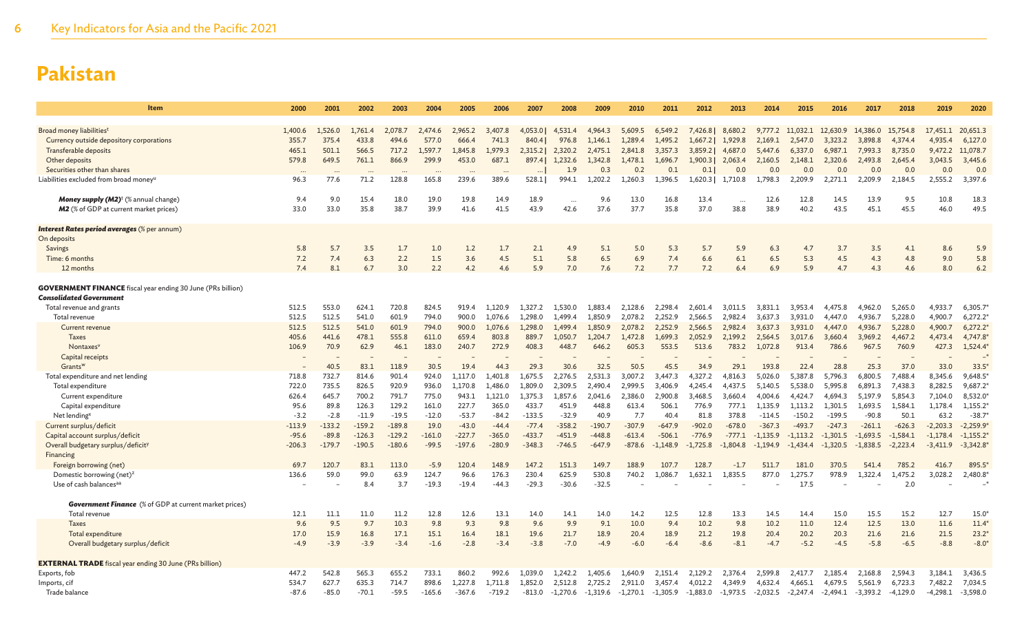# Pakistan

| Item | 2000 | 2001 | 2002 | 2003 | 2004 | 2005 | 2006 | 2007 | 2008 | 2009 | 2010 | 2011 | 2012 | 2013 | 2014 | 2015 | 2016 | 2017 | 2018 | 2019 | 2020 |
|---|---|---|---|---|---|---|---|---|---|---|---|---|---|---|---|---|---|---|---|---|---|
| Broad money liabilities[t] | 1,400.6 | 1,526.0 | 1,761.4 | 2,078.7 | 2,474.6 | 2,965.2 | 3,407.8 | 4,053.0 \| | 4,531.4 | 4,964.3 | 5,609.5 | 6,549.2 | 7,426.8 \| | 8,680.2 | 9,777.2 | 11,032.1 | 12,630.9 | 14,386.0 | 15,754.8 | 17,451.1 | 20,651.3 |
| Currency outside depository corporations | 355.7 | 375.4 | 433.8 | 494.6 | 577.0 | 666.4 | 741.3 | 840.4 \| | 976.8 | 1,146.1 | 1,289.4 | 1,495.2 | 1,667.2 \| | 1,929.8 | 2,169.1 | 2,547.0 | 3,323.2 | 3,898.8 | 4,374.4 | 4,935.4 | 6,127.0 |
| Transferable deposits | 465.1 | 501.1 | 566.5 | 717.2 | 1,597.7 | 1,845.8 | 1,979.3 | 2,315.2 \| | 2,320.2 | 2,475.1 | 2,841.8 | 3,357.3 | 3,859.2 \| | 4,687.0 | 5,447.6 | 6,337.0 | 6,987.1 | 7,993.3 | 8,735.0 | 9,472.2 | 11,078.7 |
| Other deposits | 579.8 | 649.5 | 761.1 | 866.9 | 299.9 | 453.0 | 687.1 | 897.4 \| | 1,232.6 | 1,342.8 | 1,478.1 | 1,696.7 | 1,900.3 \| | 2,063.4 | 2,160.5 | 2,148.1 | 2,320.6 | 2,493.8 | 2,645.4 | 3,043.5 | 3,445.6 |
| Securities other than shares | ... | ... | ... | ... | ... | ... | ... | ... \| | 1.9 | 0.3 | 0.2 | 0.1 | 0.1 \| | 0.0 | 0.0 | 0.0 | 0.0 | 0.0 | 0.0 | 0.0 | 0.0 |
| Liabilities excluded from broad money[u] | 96.3 | 77.6 | 71.2 | 128.8 | 165.8 | 239.6 | 389.6 | 528.1 \| | 994.1 | 1,202.2 | 1,260.3 | 1,396.5 | 1,620.3 \| | 1,710.8 | 1,798.3 | 2,209.9 | 2,271.1 | 2,209.9 | 2,184.5 | 2,555.2 | 3,397.6 |
| ***Money supply (M2)***[t] (% annual change) | 9.4 | 9.0 | 15.4 | 18.0 | 19.0 | 19.8 | 14.9 | 18.9 | ... | 9.6 | 13.0 | 16.8 | 13.4 | ... | 12.6 | 12.8 | 14.5 | 13.9 | 9.5 | 10.8 | 18.3 |
| ***M2*** (% of GDP at current market prices) | 33.0 | 33.0 | 35.8 | 38.7 | 39.9 | 41.6 | 41.5 | 43.9 | 42.6 | 37.6 | 37.7 | 35.8 | 37.0 | 38.8 | 38.9 | 40.2 | 43.5 | 45.1 | 45.5 | 46.0 | 49.5 |
| ***Interest Rates period averages*** (% per annum) | | | | | | | | | | | | | | | | | | | | | |
| On deposits | | | | | | | | | | | | | | | | | | | | | |
| Savings | 5.8 | 5.7 | 3.5 | 1.7 | 1.0 | 1.2 | 1.7 | 2.1 | 4.9 | 5.1 | 5.0 | 5.3 | 5.7 | 5.9 | 6.3 | 4.7 | 3.7 | 3.5 | 4.1 | 8.6 | 5.9 |
| Time: 6 months | 7.2 | 7.4 | 6.3 | 2.2 | 1.5 | 3.6 | 4.5 | 5.1 | 5.8 | 6.5 | 6.9 | 7.4 | 6.6 | 6.1 | 6.5 | 5.3 | 4.5 | 4.3 | 4.8 | 9.0 | 5.8 |
| 12 months | 7.4 | 8.1 | 6.7 | 3.0 | 2.2 | 4.2 | 4.6 | 5.9 | 7.0 | 7.6 | 7.2 | 7.7 | 7.2 | 6.4 | 6.9 | 5.9 | 4.7 | 4.3 | 4.6 | 8.0 | 6.2 |
| **GOVERNMENT FINANCE** fiscal year ending 30 June (PRs billion) | | | | | | | | | | | | | | | | | | | | | |
| ***Consolidated Government*** | | | | | | | | | | | | | | | | | | | | | |
| Total revenue and grants | 512.5 | 553.0 | 624.1 | 720.8 | 824.5 | 919.4 | 1,120.9 | 1,327.2 | 1,530.0 | 1,883.4 | 2,128.6 | 2,298.4 | 2,601.4 | 3,011.5 | 3,831.1 | 3,953.4 | 4,475.8 | 4,962.0 | 5,265.0 | 4,933.7 | 6,305.7* |
| Total revenue | 512.5 | 512.5 | 541.0 | 601.9 | 794.0 | 900.0 | 1,076.6 | 1,298.0 | 1,499.4 | 1,850.9 | 2,078.2 | 2,252.9 | 2,566.5 | 2,982.4 | 3,637.3 | 3,931.0 | 4,447.0 | 4,936.7 | 5,228.0 | 4,900.7 | 6,272.2* |
| Current revenue | 512.5 | 512.5 | 541.0 | 601.9 | 794.0 | 900.0 | 1,076.6 | 1,298.0 | 1,499.4 | 1,850.9 | 2,078.2 | 2,252.9 | 2,566.5 | 2,982.4 | 3,637.3 | 3,931.0 | 4,447.0 | 4,936.7 | 5,228.0 | 4,900.7 | 6,272.2* |
| Taxes | 405.6 | 441.6 | 478.1 | 555.8 | 611.0 | 659.4 | 803.8 | 889.7 | 1,050.7 | 1,204.7 | 1,472.8 | 1,699.3 | 2,052.9 | 2,199.2 | 2,564.5 | 3,017.6 | 3,660.4 | 3,969.2 | 4,467.2 | 4,473.4 | 4,747.8* |
| Nontaxes[v] | 106.9 | 70.9 | 62.9 | 46.1 | 183.0 | 240.7 | 272.9 | 408.3 | 448.7 | 646.2 | 605.3 | 553.5 | 513.6 | 783.2 | 1,072.8 | 913.4 | 786.6 | 967.5 | 760.9 | 427.3 | 1,524.4* |
| Capital receipts | – | – | – | – | – | – | – | – | – | – | – | – | – | – | – | – | – | – | – | – | –* |
| Grants[w] | – | 40.5 | 83.1 | 118.9 | 30.5 | 19.4 | 44.3 | 29.3 | 30.6 | 32.5 | 50.5 | 45.5 | 34.9 | 29.1 | 193.8 | 22.4 | 28.8 | 25.3 | 37.0 | 33.0 | 33.5* |
| Total expenditure and net lending | 718.8 | 732.7 | 814.6 | 901.4 | 924.0 | 1,117.0 | 1,401.8 | 1,675.5 | 2,276.5 | 2,531.3 | 3,007.2 | 3,447.3 | 4,327.2 | 4,816.3 | 5,026.0 | 5,387.8 | 5,796.3 | 6,800.5 | 7,488.4 | 8,345.6 | 9,648.5* |
| Total expenditure | 722.0 | 735.5 | 826.5 | 920.9 | 936.0 | 1,170.8 | 1,486.0 | 1,809.0 | 2,309.5 | 2,490.4 | 2,999.5 | 3,406.9 | 4,245.4 | 4,437.5 | 5,140.5 | 5,538.0 | 5,995.8 | 6,891.3 | 7,438.3 | 8,282.5 | 9,687.2* |
| Current expenditure | 626.4 | 645.7 | 700.2 | 791.7 | 775.0 | 943.1 | 1,121.0 | 1,375.3 | 1,857.6 | 2,041.6 | 2,386.0 | 2,900.8 | 3,468.5 | 3,660.4 | 4,004.6 | 4,424.7 | 4,694.3 | 5,197.9 | 5,854.3 | 7,104.0 | 8,532.0* |
| Capital expenditure | 95.6 | 89.8 | 126.3 | 129.2 | 161.0 | 227.7 | 365.0 | 433.7 | 451.9 | 448.8 | 613.4 | 506.1 | 776.9 | 777.1 | 1,135.9 | 1,113.2 | 1,301.5 | 1,693.5 | 1,584.1 | 1,178.4 | 1,155.2* |
| Net lending[x] | -3.2 | -2.8 | -11.9 | -19.5 | -12.0 | -53.7 | -84.2 | -133.5 | -32.9 | 40.9 | 7.7 | 40.4 | 81.8 | 378.8 | -114.5 | -150.2 | -199.5 | -90.8 | 50.1 | 63.2 | -38.7* |
| Current surplus/deficit | -113.9 | -133.2 | -159.2 | -189.8 | 19.0 | -43.0 | -44.4 | -77.4 | -358.2 | -190.7 | -307.9 | -647.9 | -902.0 | -678.0 | -367.3 | -493.7 | -247.3 | -261.1 | -626.3 | -2,203.3 | -2,259.9* |
| Capital account surplus/deficit | -95.6 | -89.8 | -126.3 | -129.2 | -161.0 | -227.7 | -365.0 | -433.7 | -451.9 | -448.8 | -613.4 | -506.1 | -776.9 | -777.1 | -1,135.9 | -1,113.2 | -1,301.5 | -1,693.5 | -1,584.1 | -1,178.4 | -1,155.2* |
| Overall budgetary surplus/deficit[y] | -206.3 | -179.7 | -190.5 | -180.6 | -99.5 | -197.6 | -280.9 | -348.3 | -746.5 | -647.9 | -878.6 | -1,148.9 | -1,725.8 | -1,804.8 | -1,194.9 | -1,434.4 | -1,320.5 | -1,838.5 | -2,223.4 | -3,411.9 | -3,342.8* |
| Financing | | | | | | | | | | | | | | | | | | | | | |
| Foreign borrowing (net) | 69.7 | 120.7 | 83.1 | 113.0 | -5.9 | 120.4 | 148.9 | 147.2 | 151.3 | 149.7 | 188.9 | 107.7 | 128.7 | -1.7 | 511.7 | 181.0 | 370.5 | 541.4 | 785.2 | 416.7 | 895.5* |
| Domestic borrowing (net)[z] | 136.6 | 59.0 | 99.0 | 63.9 | 124.7 | 96.6 | 176.3 | 230.4 | 625.9 | 530.8 | 740.2 | 1,086.7 | 1,632.1 | 1,835.5 | 877.0 | 1,275.7 | 978.9 | 1,322.4 | 1,475.2 | 3,028.2 | 2,480.8* |
| Use of cash balances[aa] | – | – | 8.4 | 3.7 | -19.3 | -19.4 | -44.3 | -29.3 | -30.6 | -32.5 | – | – | – | – | – | 17.5 | – | – | 2.0 | – | –* |
| ***Government Finance*** (% of GDP at current market prices) | | | | | | | | | | | | | | | | | | | | | |
| Total revenue | 12.1 | 11.1 | 11.0 | 11.2 | 12.8 | 12.6 | 13.1 | 14.0 | 14.1 | 14.0 | 14.2 | 12.5 | 12.8 | 13.3 | 14.5 | 14.4 | 15.0 | 15.5 | 15.2 | 12.7 | 15.0* |
| Taxes | 9.6 | 9.5 | 9.7 | 10.3 | 9.8 | 9.3 | 9.8 | 9.6 | 9.9 | 9.1 | 10.0 | 9.4 | 10.2 | 9.8 | 10.2 | 11.0 | 12.4 | 12.5 | 13.0 | 11.6 | 11.4* |
| Total expenditure | 17.0 | 15.9 | 16.8 | 17.1 | 15.1 | 16.4 | 18.1 | 19.6 | 21.7 | 18.9 | 20.4 | 18.9 | 21.2 | 19.8 | 20.4 | 20.2 | 20.3 | 21.6 | 21.6 | 21.5 | 23.2* |
| Overall budgetary surplus/deficit | -4.9 | -3.9 | -3.9 | -3.4 | -1.6 | -2.8 | -3.4 | -3.8 | -7.0 | -4.9 | -6.0 | -6.4 | -8.6 | -8.1 | -4.7 | -5.2 | -4.5 | -5.8 | -6.5 | -8.8 | -8.0* |
| **EXTERNAL TRADE** fiscal year ending 30 June (PRs billion) | | | | | | | | | | | | | | | | | | | | | |
| Exports, fob | 447.2 | 542.8 | 565.3 | 655.2 | 733.1 | 860.2 | 992.6 | 1,039.0 | 1,242.2 | 1,405.6 | 1,640.9 | 2,151.4 | 2,129.2 | 2,376.4 | 2,599.8 | 2,417.7 | 2,185.4 | 2,168.8 | 2,594.3 | 3,184.1 | 3,436.5 |
| Imports, cif | 534.7 | 627.7 | 635.3 | 714.7 | 898.6 | 1,227.8 | 1,711.8 | 1,852.0 | 2,512.8 | 2,725.2 | 2,911.0 | 3,457.4 | 4,012.2 | 4,349.9 | 4,632.4 | 4,665.1 | 4,679.5 | 5,561.9 | 6,723.3 | 7,482.2 | 7,034.5 |
| Trade balance | -87.6 | -85.0 | -70.1 | -59.5 | -165.6 | -367.6 | -719.2 | -813.0 | -1,270.6 | -1,319.6 | -1,270.1 | -1,305.9 | -1,883.0 | -1,973.5 | -2,032.5 | -2,247.4 | -2,494.1 | -3,393.2 | -4,129.0 | -4,298.1 | -3,598.0 |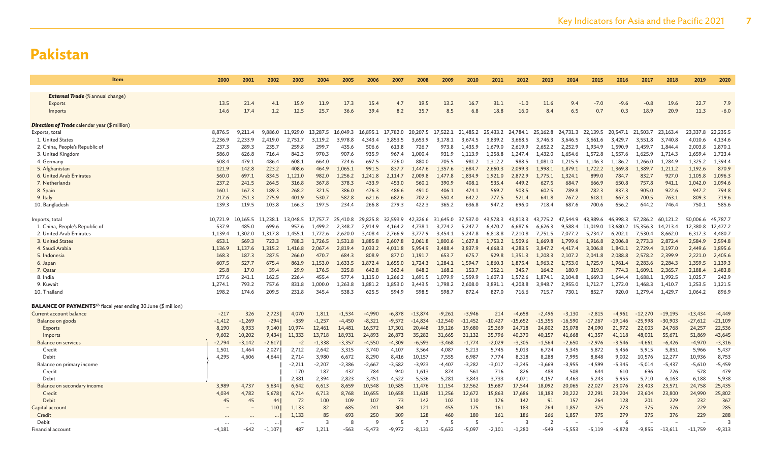# Pakistan

| Item | 2000 | 2001 | 2002 | 2003 | 2004 | 2005 | 2006 | 2007 | 2008 | 2009 | 2010 | 2011 | 2012 | 2013 | 2014 | 2015 | 2016 | 2017 | 2018 | 2019 | 2020 |
|---|---|---|---|---|---|---|---|---|---|---|---|---|---|---|---|---|---|---|---|---|---|
| ***External Trade*** (% annual change) | | | | | | | | | | | | | | | | | | | | | |
| Exports | 13.5 | 21.4 | 4.1 | 15.9 | 11.9 | 17.3 | 15.4 | 4.7 | 19.5 | 13.2 | 16.7 | 31.1 | -1.0 | 11.6 | 9.4 | -7.0 | -9.6 | -0.8 | 19.6 | 22.7 | 7.9 |
| Imports | 14.6 | 17.4 | 1.2 | 12.5 | 25.7 | 36.6 | 39.4 | 8.2 | 35.7 | 8.5 | 6.8 | 18.8 | 16.0 | 8.4 | 6.5 | 0.7 | 0.3 | 18.9 | 20.9 | 11.3 | -6.0 |
| ***Direction of Trade*** calendar year ($ million) | | | | | | | | | | | | | | | | | | | | | |
| Exports, total | 8,876.5 | 9,211.4 | 9,886.0 | 11,929.0 | 13,287.5 | 16,049.3 | 16,895.1 | 17,782.0 | 20,207.5 | 17,522.1 | 21,485.2 | 25,433.2 | 24,784.1 | 25,162.8 | 24,731.3 | 22,139.5 | 20,547.1 | 21,503.7 | 23,163.4 | 23,337.8 | 22,235.5 |
| 1. United States | 2,236.9 | 2,233.9 | 2,419.0 | 2,751.7 | 3,119.2 | 3,978.8 | 4,343.4 | 3,853.5 | 3,653.9 | 3,178.1 | 3,674.5 | 3,839.2 | 3,668.5 | 3,746.3 | 3,646.5 | 3,661.6 | 3,429.7 | 3,551.8 | 3,740.8 | 4,010.6 | 4,134.6 |
| 2. China, People's Republic of | 237.3 | 289.3 | 235.7 | 259.8 | 299.7 | 435.6 | 506.6 | 613.8 | 726.7 | 973.8 | 1,435.9 | 1,679.0 | 2,619.9 | 2,652.2 | 2,252.9 | 1,934.9 | 1,590.9 | 1,459.7 | 1,844.4 | 2,003.8 | 1,870.1 |
| 3. United Kingdom | 586.0 | 626.8 | 716.4 | 842.3 | 970.3 | 907.6 | 935.9 | 967.4 | 1,000.4 | 931.9 | 1,113.9 | 1,258.8 | 1,247.4 | 1,432.0 | 1,654.6 | 1,572.8 | 1,557.6 | 1,625.9 | 1,714.3 | 1,659.4 | 1,723.4 |
| 4. Germany | 508.4 | 479.1 | 486.4 | 608.1 | 664.0 | 724.6 | 697.5 | 726.0 | 880.0 | 705.5 | 981.2 | 1,312.2 | 988.5 | 1,081.0 | 1,215.5 | 1,146.3 | 1,186.2 | 1,266.0 | 1,284.9 | 1,325.2 | 1,394.4 |
| 5. Afghanistan | 121.9 | 142.8 | 223.2 | 408.6 | 464.9 | 1,065.1 | 991.5 | 837.7 | 1,447.6 | 1,357.6 | 1,684.7 | 2,660.3 | 2,099.3 | 1,998.1 | 1,879.1 | 1,722.2 | 1,369.8 | 1,389.7 | 1,211.2 | 1,192.6 | 870.9 |
| 6. United Arab Emirates | 560.0 | 697.1 | 834.5 | 1,121.0 | 982.0 | 1,256.2 | 1,241.8 | 2,114.7 | 2,009.8 | 1,477.8 | 1,834.9 | 1,921.0 | 2,872.9 | 1,775.1 | 1,324.1 | 899.0 | 784.7 | 832.7 | 927.0 | 1,105.8 | 1,096.3 |
| 7. Netherlands | 237.2 | 241.5 | 264.5 | 316.8 | 367.8 | 378.3 | 433.9 | 453.0 | 560.1 | 390.9 | 408.1 | 535.4 | 449.2 | 627.5 | 684.7 | 666.9 | 650.8 | 757.8 | 941.1 | 1,042.0 | 1,094.6 |
| 8. Spain | 160.1 | 167.3 | 189.3 | 268.2 | 321.5 | 386.0 | 476.3 | 486.6 | 491.0 | 406.1 | 474.1 | 569.7 | 503.5 | 602.5 | 789.8 | 782.3 | 837.3 | 905.0 | 922.6 | 947.2 | 794.8 |
| 9. Italy | 217.6 | 251.3 | 275.9 | 401.9 | 530.7 | 582.8 | 621.6 | 682.6 | 702.2 | 550.4 | 642.2 | 777.5 | 521.4 | 641.8 | 767.2 | 618.1 | 667.3 | 700.5 | 763.1 | 809.3 | 719.6 |
| 10. Bangladesh | 139.3 | 119.5 | 103.8 | 166.3 | 197.5 | 234.4 | 266.8 | 279.3 | 422.3 | 365.2 | 636.8 | 947.2 | 696.0 | 718.4 | 687.6 | 700.6 | 656.2 | 644.2 | 746.4 | 750.1 | 585.6 |
| Imports, total | 10,721.9 | 10,165.5 | 11,238.1 | 13,048.5 | 17,757.7 | 25,410.8 | 29,825.8 | 32,593.9 | 42,326.6 | 31,645.0 | 37,537.0 | 43,578.3 | 43,813.3 | 43,775.2 | 47,544.9 | 43,989.6 | 46,998.3 | 57,286.2 | 60,121.2 | 50,006.6 | 45,787.7 |
| 1. China, People's Republic of | 537.9 | 485.0 | 699.6 | 957.6 | 1,499.2 | 2,348.7 | 2,914.9 | 4,164.2 | 4,738.1 | 3,774.2 | 5,247.7 | 6,470.7 | 6,687.6 | 6,626.3 | 9,588.4 | 11,019.0 | 13,680.2 | 15,356.3 | 14,213.4 | 12,380.8 | 12,477.2 |
| 2. United Arab Emirates | 1,139.4 | 1,302.0 | 1,317.8 | 1,455.1 | 1,772.6 | 2,620.0 | 3,408.4 | 2,766.9 | 3,777.9 | 3,454.1 | 5,247.8 | 6,818.8 | 7,210.8 | 7,751.5 | 7,077.2 | 5,734.7 | 6,202.1 | 7,530.4 | 8,662.0 | 6,317.3 | 4,480.7 |
| 3. United States | 653.1 | 569.3 | 723.3 | 788.3 | 1,726.5 | 1,531.8 | 1,885.8 | 2,607.8 | 2,061.8 | 1,800.6 | 1,627.8 | 1,753.2 | 1,509.6 | 1,669.8 | 1,799.6 | 1,916.8 | 2,006.8 | 2,773.3 | 2,872.4 | 2,584.9 | 2,594.8 |
| 4. Saudi Arabia | 1,136.9 | 1,137.6 | 1,315.2 | 1,416.8 | 2,067.4 | 2,819.4 | 3,033.2 | 4,011.8 | 5,954.9 | 3,488.4 | 3,837.9 | 4,668.3 | 4,283.5 | 3,847.2 | 4,417.4 | 3,006.8 | 1,843.1 | 2,729.4 | 3,197.0 | 2,449.6 | 1,895.6 |
| 5. Indonesia | 168.3 | 187.3 | 287.5 | 266.0 | 470.7 | 684.3 | 808.9 | 877.0 | 1,191.7 | 653.7 | 675.7 | 929.8 | 1,351.3 | 1,208.3 | 2,107.2 | 2,041.8 | 2,088.8 | 2,578.2 | 2,399.9 | 2,221.0 | 2,405.6 |
| 6. Japan | 607.5 | 527.7 | 675.4 | 861.9 | 1,153.0 | 1,633.5 | 1,872.4 | 1,655.0 | 1,724.3 | 1,284.1 | 1,594.7 | 1,860.3 | 1,875.4 | 1,963.2 | 1,753.0 | 1,725.9 | 1,961.4 | 2,283.6 | 2,284.3 | 1,359.5 | 1,139.3 |
| 7. Qatar | 25.8 | 17.0 | 39.4 | 29.9 | 176.5 | 325.8 | 642.8 | 362.4 | 848.2 | 168.2 | 153.7 | 252.1 | 345.7 | 164.2 | 180.9 | 319.3 | 774.3 | 1,609.1 | 2,365.7 | 2,188.4 | 1,483.8 |
| 8. India | 177.6 | 241.1 | 162.5 | 226.4 | 455.4 | 577.4 | 1,115.0 | 1,266.2 | 1,691.5 | 1,079.9 | 1,559.9 | 1,607.3 | 1,572.6 | 1,874.1 | 2,104.8 | 1,669.3 | 1,644.4 | 1,688.1 | 1,992.5 | 1,025.7 | 242.9 |
| 9. Kuwait | 1,274.1 | 793.2 | 757.6 | 831.8 | 1,000.0 | 1,263.8 | 1,881.2 | 1,853.0 | 3,443.5 | 1,798.2 | 2,608.0 | 3,891.1 | 4,208.8 | 3,948.7 | 2,955.0 | 1,712.7 | 1,272.0 | 1,468.3 | 1,410.7 | 1,253.5 | 1,121.5 |
| 10. Thailand | 198.2 | 174.6 | 209.5 | 231.8 | 345.4 | 538.3 | 625.5 | 594.9 | 598.5 | 598.7 | 872.4 | 827.0 | 716.6 | 715.7 | 730.1 | 852.7 | 920.0 | 1,279.4 | 1,429.7 | 1,064.2 | 896.9 |
| **BALANCE OF PAYMENTS**[ab] fiscal year ending 30 June ($ million) | | | | | | | | | | | | | | | | | | | | | |
| Current account balance | -217 | 326 | 2,723 | 4,070 | 1,811 | -1,534 | -4,990 | -6,878 | -13,874 | -9,261 | -3,946 | 214 | -4,658 | -2,496 | -3,130 | -2,815 | -4,961 | -12,270 | -19,195 | -13,434 | -4,449 |
| Balance on goods | -1,412 | -1,269 | -294 | -359 | -1,257 | -4,450 | -8,321 | -9,572 | -14,834 | -12,540 | -11,452 | -10,427 | -15,652 | -15,355 | -16,590 | -17,267 | -19,146 | -25,998 | -30,903 | -27,612 | -21,109 |
| Exports | 8,190 | 8,933 | 9,140 | 10,974 | 12,461 | 14,481 | 16,572 | 17,301 | 20,448 | 19,126 | 19,680 | 25,369 | 24,718 | 24,802 | 25,078 | 24,090 | 21,972 | 22,003 | 24,768 | 24,257 | 22,536 |
| Imports | 9,602 | 10,202 | 9,434 | 11,333 | 13,718 | 18,931 | 24,893 | 26,873 | 35,282 | 31,665 | 31,132 | 35,796 | 40,370 | 40,157 | 41,668 | 41,357 | 41,118 | 48,001 | 55,671 | 51,869 | 43,645 |
| Balance on services | -2,794 | -3,142 | -2,617 | -2 | -1,338 | -3,357 | -4,550 | -4,309 | -6,593 | -3,468 | -1,774 | -2,029 | -3,305 | -1,564 | -2,650 | -2,976 | -3,546 | -4,661 | -6,426 | -4,970 | -3,316 |
| Credit | 1,501 | 1,464 | 2,027 | 2,712 | 2,642 | 3,315 | 3,740 | 4,107 | 3,564 | 4,087 | 5,213 | 5,745 | 5,013 | 6,724 | 5,345 | 5,872 | 5,456 | 5,915 | 5,851 | 5,966 | 5,437 |
| Debit | 4,295 | 4,606 | 4,644 | 2,714 | 3,980 | 6,672 | 8,290 | 8,416 | 10,157 | 7,555 | 6,987 | 7,774 | 8,318 | 8,288 | 7,995 | 8,848 | 9,002 | 10,576 | 12,277 | 10,936 | 8,753 |
| Balance on primary income | | | | -2,211 | -2,207 | -2,386 | -2,667 | -3,582 | -3,923 | -4,407 | -3,282 | -3,017 | -3,245 | -3,669 | -3,955 | -4,599 | -5,345 | -5,014 | -5,437 | -5,610 | -5,459 |
| Credit | | | | 170 | 187 | 437 | 784 | 940 | 1,613 | 874 | 561 | 716 | 826 | 488 | 508 | 644 | 610 | 696 | 726 | 578 | 479 |
| Debit | | | | 2,381 | 2,394 | 2,823 | 3,451 | 4,522 | 5,536 | 5,281 | 3,843 | 3,733 | 4,071 | 4,157 | 4,463 | 5,243 | 5,955 | 5,710 | 6,163 | 6,188 | 5,938 |
| Balance on secondary income | 3,989 | 4,737 | 5,634 | 6,642 | 6,613 | 8,659 | 10,548 | 10,585 | 11,476 | 11,154 | 12,562 | 15,687 | 17,544 | 18,092 | 20,065 | 22,027 | 23,076 | 23,403 | 23,571 | 24,758 | 25,435 |
| Credit | 4,034 | 4,782 | 5,678 | 6,714 | 6,713 | 8,768 | 10,655 | 10,658 | 11,618 | 11,256 | 12,672 | 15,863 | 17,686 | 18,183 | 20,222 | 22,291 | 23,204 | 23,604 | 23,800 | 24,990 | 25,802 |
| Debit | 45 | 45 | 44 | 72 | 100 | 109 | 107 | 73 | 142 | 102 | 110 | 176 | 142 | 91 | 157 | 264 | 128 | 201 | 229 | 232 | 367 |
| Capital account | – | – | 110 | 1,133 | 82 | 685 | 241 | 304 | 121 | 455 | 175 | 161 | 183 | 264 | 1,857 | 375 | 273 | 375 | 376 | 229 | 285 |
| Credit | … | … | … | 1,133 | 85 | 693 | 250 | 309 | 128 | 460 | 180 | 161 | 186 | 266 | 1,857 | 375 | 279 | 375 | 376 | 229 | 288 |
| Debit | … | … | … | – | 3 | 8 | 9 | 5 | 7 | 5 | 5 | – | 3 | 2 | – | – | 6 | – | – | – | 3 |
| Financial account | -4,181 | -642 | -1,107 | 487 | 1,211 | -563 | -5,473 | -9,972 | -8,131 | -5,632 | -5,097 | -2,101 | -1,280 | -549 | -5,553 | -5,119 | -6,878 | -9,855 | -13,611 | -11,759 | -9,313 |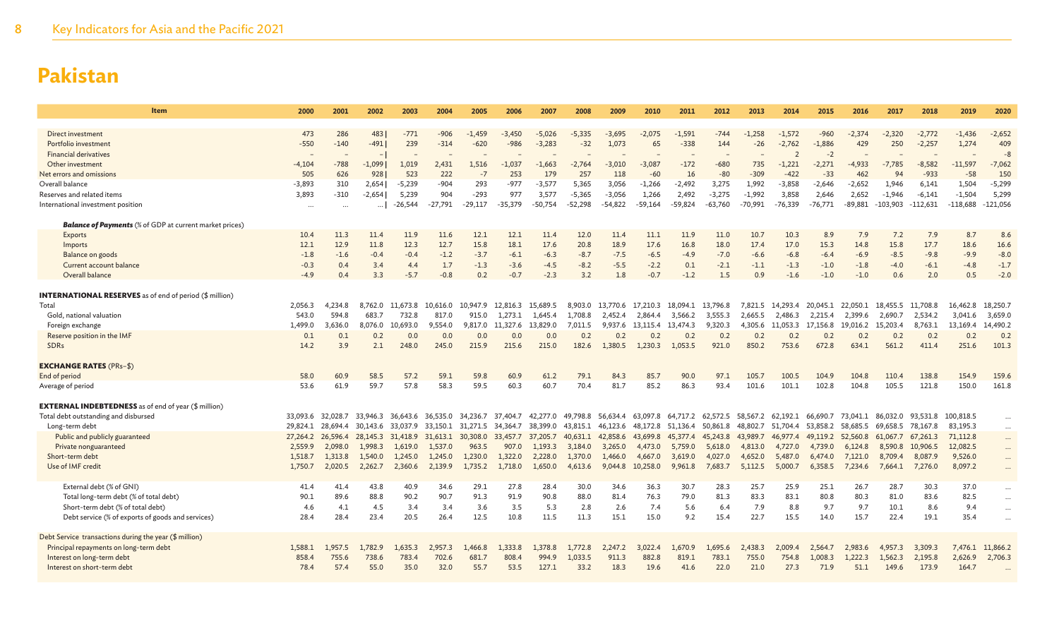# Pakistan

| Item | 2000 | 2001 | 2002 | 2003 | 2004 | 2005 | 2006 | 2007 | 2008 | 2009 | 2010 | 2011 | 2012 | 2013 | 2014 | 2015 | 2016 | 2017 | 2018 | 2019 | 2020 |
|---|---|---|---|---|---|---|---|---|---|---|---|---|---|---|---|---|---|---|---|---|---|
| Direct investment | 473 | 286 | 483 | -771 | -906 | -1,459 | -3,450 | -5,026 | -5,335 | -3,695 | -2,075 | -1,591 | -744 | -1,258 | -1,572 | -960 | -2,374 | -2,320 | -2,772 | -1,436 | -2,652 |
| Portfolio investment | -550 | -140 | -491 | 239 | -314 | -620 | -986 | -3,283 | -32 | 1,073 | 65 | -338 | 144 | -26 | -2,762 | -1,886 | 429 | 250 | -2,257 | 1,274 | 409 |
| Financial derivatives | – | – | – | – | – | – | – | – | – | – | – | – | – | – | 2 | -2 | – | – | – | – | -8 |
| Other investment | -4,104 | -788 | -1,099 | 1,019 | 2,431 | 1,516 | -1,037 | -1,663 | -2,764 | -3,010 | -3,087 | -172 | -680 | 735 | -1,221 | -2,271 | -4,933 | -7,785 | -8,582 | -11,597 | -7,062 |
| Net errors and omissions | 505 | 626 | 928 | 523 | 222 | -7 | 253 | 179 | 257 | 118 | -60 | 16 | -80 | -309 | -422 | -33 | 462 | 94 | -933 | -58 | 150 |
| Overall balance | -3,893 | 310 | 2,654 | -5,239 | -904 | 293 | -977 | -3,577 | 5,365 | 3,056 | -1,266 | -2,492 | 3,275 | 1,992 | -3,858 | -2,646 | -2,652 | 1,946 | 6,141 | 1,504 | -5,299 |
| Reserves and related items | 3,893 | -310 | -2,654 | 5,239 | 904 | -293 | 977 | 3,577 | -5,365 | -3,056 | 1,266 | 2,492 | -3,275 | -1,992 | 3,858 | 2,646 | 2,652 | -1,946 | -6,141 | -1,504 | 5,299 |
| International investment position | ... | ... | ... | -26,544 | -27,791 | -29,117 | -35,379 | -50,754 | -52,298 | -54,822 | -59,164 | -59,824 | -63,760 | -70,991 | -76,339 | -76,771 | -89,881 | -103,903 | -112,631 | -118,688 | -121,056 |
| ***Balance of Payments*** (% of GDP at current market prices) | | | | | | | | | | | | | | | | | | | | | |
| Exports | 10.4 | 11.3 | 11.4 | 11.9 | 11.6 | 12.1 | 12.1 | 11.4 | 12.0 | 11.4 | 11.1 | 11.9 | 11.0 | 10.7 | 10.3 | 8.9 | 7.9 | 7.2 | 7.9 | 8.7 | 8.6 |
| Imports | 12.1 | 12.9 | 11.8 | 12.3 | 12.7 | 15.8 | 18.1 | 17.6 | 20.8 | 18.9 | 17.6 | 16.8 | 18.0 | 17.4 | 17.0 | 15.3 | 14.8 | 15.8 | 17.7 | 18.6 | 16.6 |
| Balance on goods | -1.8 | -1.6 | -0.4 | -0.4 | -1.2 | -3.7 | -6.1 | -6.3 | -8.7 | -7.5 | -6.5 | -4.9 | -7.0 | -6.6 | -6.8 | -6.4 | -6.9 | -8.5 | -9.8 | -9.9 | -8.0 |
| Current account balance | -0.3 | 0.4 | 3.4 | 4.4 | 1.7 | -1.3 | -3.6 | -4.5 | -8.2 | -5.5 | -2.2 | 0.1 | -2.1 | -1.1 | -1.3 | -1.0 | -1.8 | -4.0 | -6.1 | -4.8 | -1.7 |
| Overall balance | -4.9 | 0.4 | 3.3 | -5.7 | -0.8 | 0.2 | -0.7 | -2.3 | 3.2 | 1.8 | -0.7 | -1.2 | 1.5 | 0.9 | -1.6 | -1.0 | -1.0 | 0.6 | 2.0 | 0.5 | -2.0 |
| **INTERNATIONAL RESERVES** as of end of period ($ million) | | | | | | | | | | | | | | | | | | | | | |
| Total | 2,056.3 | 4,234.8 | 8,762.0 | 11,673.8 | 10,616.0 | 10,947.9 | 12,816.3 | 15,689.5 | 8,903.0 | 13,770.6 | 17,210.3 | 18,094.1 | 13,796.8 | 7,821.5 | 14,293.4 | 20,045.1 | 22,050.1 | 18,455.5 | 11,708.8 | 16,462.8 | 18,250.7 |
| Gold, national valuation | 543.0 | 594.8 | 683.7 | 732.8 | 817.0 | 915.0 | 1,273.1 | 1,645.4 | 1,708.8 | 2,452.4 | 2,864.4 | 3,566.2 | 3,555.3 | 2,665.5 | 2,486.3 | 2,215.4 | 2,399.6 | 2,690.7 | 2,534.2 | 3,041.6 | 3,659.0 |
| Foreign exchange | 1,499.0 | 3,636.0 | 8,076.0 | 10,693.0 | 9,554.0 | 9,817.0 | 11,327.6 | 13,829.0 | 7,011.5 | 9,937.6 | 13,115.4 | 13,474.3 | 9,320.3 | 4,305.6 | 11,053.3 | 17,156.8 | 19,016.2 | 15,203.4 | 8,763.1 | 13,169.4 | 14,490.2 |
| Reserve position in the IMF | 0.1 | 0.1 | 0.2 | 0.0 | 0.0 | 0.0 | 0.0 | 0.0 | 0.2 | 0.2 | 0.2 | 0.2 | 0.2 | 0.2 | 0.2 | 0.2 | 0.2 | 0.2 | 0.2 | 0.2 | 0.2 |
| SDRs | 14.2 | 3.9 | 2.1 | 248.0 | 245.0 | 215.9 | 215.6 | 215.0 | 182.6 | 1,380.5 | 1,230.3 | 1,053.5 | 921.0 | 850.2 | 753.6 | 672.8 | 634.1 | 561.2 | 411.4 | 251.6 | 101.3 |
| **EXCHANGE RATES** (PRs–$) | | | | | | | | | | | | | | | | | | | | | |
| End of period | 58.0 | 60.9 | 58.5 | 57.2 | 59.1 | 59.8 | 60.9 | 61.2 | 79.1 | 84.3 | 85.7 | 90.0 | 97.1 | 105.7 | 100.5 | 104.9 | 104.8 | 110.4 | 138.8 | 154.9 | 159.6 |
| Average of period | 53.6 | 61.9 | 59.7 | 57.8 | 58.3 | 59.5 | 60.3 | 60.7 | 70.4 | 81.7 | 85.2 | 86.3 | 93.4 | 101.6 | 101.1 | 102.8 | 104.8 | 105.5 | 121.8 | 150.0 | 161.8 |
| **EXTERNAL INDEBTEDNESS** as of end of year ($ million) | | | | | | | | | | | | | | | | | | | | | |
| Total debt outstanding and disbursed | 33,093.6 | 32,028.7 | 33,946.3 | 36,643.6 | 36,535.0 | 34,236.7 | 37,404.7 | 42,277.0 | 49,798.8 | 56,634.4 | 63,097.8 | 64,717.2 | 62,572.5 | 58,567.2 | 62,192.1 | 66,690.7 | 73,041.1 | 86,032.0 | 93,531.8 | 100,818.5 | ... |
| Long-term debt | 29,824.1 | 28,694.4 | 30,143.6 | 33,037.9 | 33,150.1 | 31,271.5 | 34,364.7 | 38,399.0 | 43,815.1 | 46,123.6 | 48,172.8 | 51,136.4 | 50,861.8 | 48,802.7 | 51,704.4 | 53,858.2 | 58,685.5 | 69,658.5 | 78,167.8 | 83,195.3 | ... |
| Public and publicly guaranteed | 27,264.2 | 26,596.4 | 28,145.3 | 31,418.9 | 31,613.1 | 30,308.0 | 33,457.7 | 37,205.7 | 40,631.1 | 42,858.6 | 43,699.8 | 45,377.4 | 45,243.8 | 43,989.7 | 46,977.4 | 49,119.2 | 52,560.8 | 61,067.7 | 67,261.3 | 71,112.8 | ... |
| Private nonguaranteed | 2,559.9 | 2,098.0 | 1,998.3 | 1,619.0 | 1,537.0 | 963.5 | 907.0 | 1,193.3 | 3,184.0 | 3,265.0 | 4,473.0 | 5,759.0 | 5,618.0 | 4,813.0 | 4,727.0 | 4,739.0 | 6,124.8 | 8,590.8 | 10,906.5 | 12,082.5 | ... |
| Short-term debt | 1,518.7 | 1,313.8 | 1,540.0 | 1,245.0 | 1,245.0 | 1,230.0 | 1,322.0 | 2,228.0 | 1,370.0 | 1,466.0 | 4,667.0 | 3,619.0 | 4,027.0 | 4,652.0 | 5,487.0 | 6,474.0 | 7,121.0 | 8,709.4 | 8,087.9 | 9,526.0 | ... |
| Use of IMF credit | 1,750.7 | 2,020.5 | 2,262.7 | 2,360.6 | 2,139.9 | 1,735.2 | 1,718.0 | 1,650.0 | 4,613.6 | 9,044.8 | 10,258.0 | 9,961.8 | 7,683.7 | 5,112.5 | 5,000.7 | 6,358.5 | 7,234.6 | 7,664.1 | 7,276.0 | 8,097.2 | ... |
| External debt (% of GNI) | 41.4 | 41.4 | 43.8 | 40.9 | 34.6 | 29.1 | 27.8 | 28.4 | 30.0 | 34.6 | 36.3 | 30.7 | 28.3 | 25.7 | 25.9 | 25.1 | 26.7 | 28.7 | 30.3 | 37.0 | ... |
| Total long-term debt (% of total debt) | 90.1 | 89.6 | 88.8 | 90.2 | 90.7 | 91.3 | 91.9 | 90.8 | 88.0 | 81.4 | 76.3 | 79.0 | 81.3 | 83.3 | 83.1 | 80.8 | 80.3 | 81.0 | 83.6 | 82.5 | ... |
| Short-term debt (% of total debt) | 4.6 | 4.1 | 4.5 | 3.4 | 3.4 | 3.6 | 3.5 | 5.3 | 2.8 | 2.6 | 7.4 | 5.6 | 6.4 | 7.9 | 8.8 | 9.7 | 9.7 | 10.1 | 8.6 | 9.4 | ... |
| Debt service (% of exports of goods and services) | 28.4 | 28.4 | 23.4 | 20.5 | 26.4 | 12.5 | 10.8 | 11.5 | 11.3 | 15.1 | 15.0 | 9.2 | 15.4 | 22.7 | 15.5 | 14.0 | 15.7 | 22.4 | 19.1 | 35.4 | ... |
| Debt Service transactions during the year ($ million) | | | | | | | | | | | | | | | | | | | | | |
| Principal repayments on long-term debt | 1,588.1 | 1,957.5 | 1,782.9 | 1,635.3 | 2,957.3 | 1,466.8 | 1,333.8 | 1,378.8 | 1,772.8 | 2,247.2 | 3,022.4 | 1,670.9 | 1,695.6 | 2,438.3 | 2,009.4 | 2,564.7 | 2,983.6 | 4,957.3 | 3,309.3 | 7,476.1 | 11,866.2 |
| Interest on long-term debt | 858.4 | 755.6 | 738.6 | 783.4 | 702.6 | 681.7 | 808.4 | 994.9 | 1,033.5 | 911.3 | 882.8 | 819.1 | 783.1 | 755.0 | 754.8 | 1,008.3 | 1,222.3 | 1,562.3 | 2,195.8 | 2,626.9 | 2,706.3 |
| Interest on short-term debt | 78.4 | 57.4 | 55.0 | 35.0 | 32.0 | 55.7 | 53.5 | 127.1 | 33.2 | 18.3 | 19.6 | 41.6 | 22.0 | 21.0 | 27.3 | 71.9 | 51.1 | 149.6 | 173.9 | 164.7 | ... |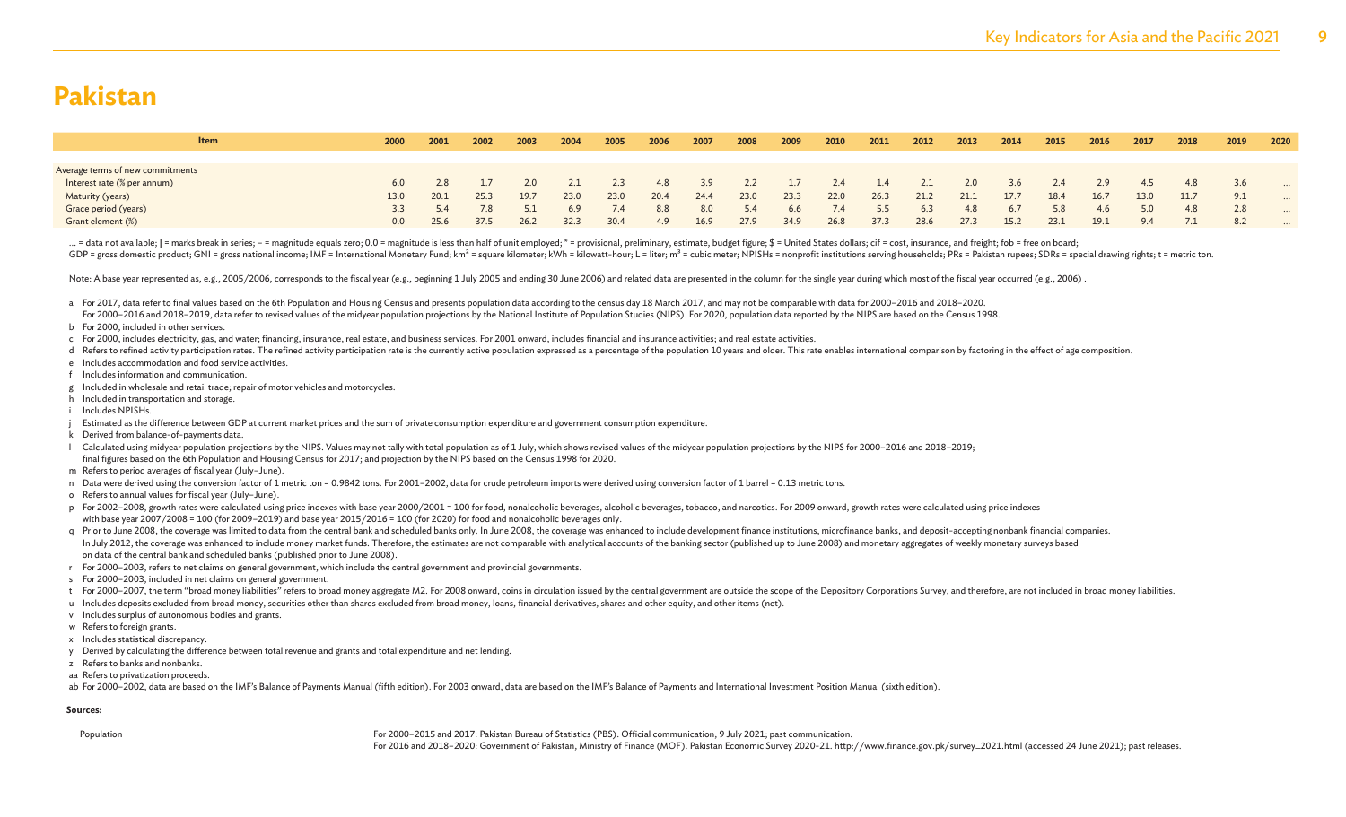# Pakistan

| Item | 2000 | 2001 | 2002 | 2003 | 2004 | 2005 | 2006 | 2007 | 2008 | 2009 | 2010 | 2011 | 2012 | 2013 | 2014 | 2015 | 2016 | 2017 | 2018 | 2019 | 2020 |
|---|---|---|---|---|---|---|---|---|---|---|---|---|---|---|---|---|---|---|---|---|---|
| Average terms of new commitments | | | | | | | | | | | | | | | | | | | | | |
| Interest rate (% per annum) | 6.0 | 2.8 | 1.7 | 2.0 | 2.1 | 2.3 | 4.8 | 3.9 | 2.2 | 1.7 | 2.4 | 1.4 | 2.1 | 2.0 | 3.6 | 2.4 | 2.9 | 4.5 | 4.8 | 3.6 | ... |
| Maturity (years) | 13.0 | 20.1 | 25.3 | 19.7 | 23.0 | 23.0 | 20.4 | 24.4 | 23.0 | 23.3 | 22.0 | 26.3 | 21.2 | 21.1 | 17.7 | 18.4 | 16.7 | 13.0 | 11.7 | 9.1 | ... |
| Grace period (years) | 3.3 | 5.4 | 7.8 | 5.1 | 6.9 | 7.4 | 8.8 | 8.0 | 5.4 | 6.6 | 7.4 | 5.5 | 6.3 | 4.8 | 6.7 | 5.8 | 4.6 | 5.0 | 4.8 | 2.8 | ... |
| Grant element (%) | 0.0 | 25.6 | 37.5 | 26.2 | 32.3 | 30.4 | 4.9 | 16.9 | 27.9 | 34.9 | 26.8 | 37.3 | 28.6 | 27.3 | 15.2 | 23.1 | 19.1 | 9.4 | 7.1 | 8.2 | ... |

... = data not available; | = marks break in series; – = magnitude equals zero; 0.0 = magnitude is less than half of unit employed; * = provisional, preliminary, estimate, budget figure; $ = United States dollars; cif = cost, insurance, and freight; fob = free on board; GDP = gross domestic product; GNI = gross national income; IMF = International Monetary Fund; km² = square kilometer; kWh = kilowatt-hour; L = liter; m³ = cubic meter; NPISHs = nonprofit institutions serving households; PRs = Pakistan rupees; SDRs = special drawing rights; t = metric ton.

Note: A base year represented as, e.g., 2005/2006, corresponds to the fiscal year (e.g., beginning 1 July 2005 and ending 30 June 2006) and related data are presented in the column for the single year during which most of the fiscal year occurred (e.g., 2006) .

a For 2017, data refer to final values based on the 6th Population and Housing Census and presents population data according to the census day 18 March 2017, and may not be comparable with data for 2000–2016 and 2018–2020. For 2000–2016 and 2018–2019, data refer to revised values of the midyear population projections by the National Institute of Population Studies (NIPS). For 2020, population data reported by the NIPS are based on the Census 1998.
b For 2000, included in other services.
c For 2000, includes electricity, gas, and water; financing, insurance, real estate, and business services. For 2001 onward, includes financial and insurance activities; and real estate activities.
d Refers to refined activity participation rates. The refined activity participation rate is the currently active population expressed as a percentage of the population 10 years and older. This rate enables international comparison by factoring in the effect of age composition.
e Includes accommodation and food service activities.
f Includes information and communication.
g Included in wholesale and retail trade; repair of motor vehicles and motorcycles.
h Included in transportation and storage.
i Includes NPISHs.
j Estimated as the difference between GDP at current market prices and the sum of private consumption expenditure and government consumption expenditure.
k Derived from balance-of-payments data.
l Calculated using midyear population projections by the NIPS. Values may not tally with total population as of 1 July, which shows revised values of the midyear population projections by the NIPS for 2000–2016 and 2018–2019; final figures based on the 6th Population and Housing Census for 2017; and projection by the NIPS based on the Census 1998 for 2020.
m Refers to period averages of fiscal year (July–June).
n Data were derived using the conversion factor of 1 metric ton = 0.9842 tons. For 2001–2002, data for crude petroleum imports were derived using conversion factor of 1 barrel = 0.13 metric tons.
o Refers to annual values for fiscal year (July–June).
p For 2002–2008, growth rates were calculated using price indexes with base year 2000/2001 = 100 for food, nonalcoholic beverages, alcoholic beverages, tobacco, and narcotics. For 2009 onward, growth rates were calculated using price indexes with base year 2007/2008 = 100 (for 2009–2019) and base year 2015/2016 = 100 (for 2020) for food and nonalcoholic beverages only.
q Prior to June 2008, the coverage was limited to data from the central bank and scheduled banks only. In June 2008, the coverage was enhanced to include development finance institutions, microfinance banks, and deposit-accepting nonbank financial companies. In July 2012, the coverage was enhanced to include money market funds. Therefore, the estimates are not comparable with analytical accounts of the banking sector (published up to June 2008) and monetary aggregates of weekly monetary surveys based on data of the central bank and scheduled banks (published prior to June 2008).
r For 2000–2003, refers to net claims on general government, which include the central government and provincial governments.
s For 2000–2003, included in net claims on general government.
t For 2000–2007, the term "broad money liabilities" refers to broad money aggregate M2. For 2008 onward, coins in circulation issued by the central government are outside the scope of the Depository Corporations Survey, and therefore, are not included in broad money liabilities.
u Includes deposits excluded from broad money, securities other than shares excluded from broad money, loans, financial derivatives, shares and other equity, and other items (net).
v Includes surplus of autonomous bodies and grants.
w Refers to foreign grants.
x Includes statistical discrepancy.
y Derived by calculating the difference between total revenue and grants and total expenditure and net lending.
z Refers to banks and nonbanks.
aa Refers to privatization proceeds.
ab For 2000–2002, data are based on the IMF's Balance of Payments Manual (fifth edition). For 2003 onward, data are based on the IMF's Balance of Payments and International Investment Position Manual (sixth edition).

**Sources:**

Population — For 2000–2015 and 2017: Pakistan Bureau of Statistics (PBS). Official communication, 9 July 2021; past communication.
For 2016 and 2018–2020: Government of Pakistan, Ministry of Finance (MOF). Pakistan Economic Survey 2020-21. http://www.finance.gov.pk/survey_2021.html (accessed 24 June 2021); past releases.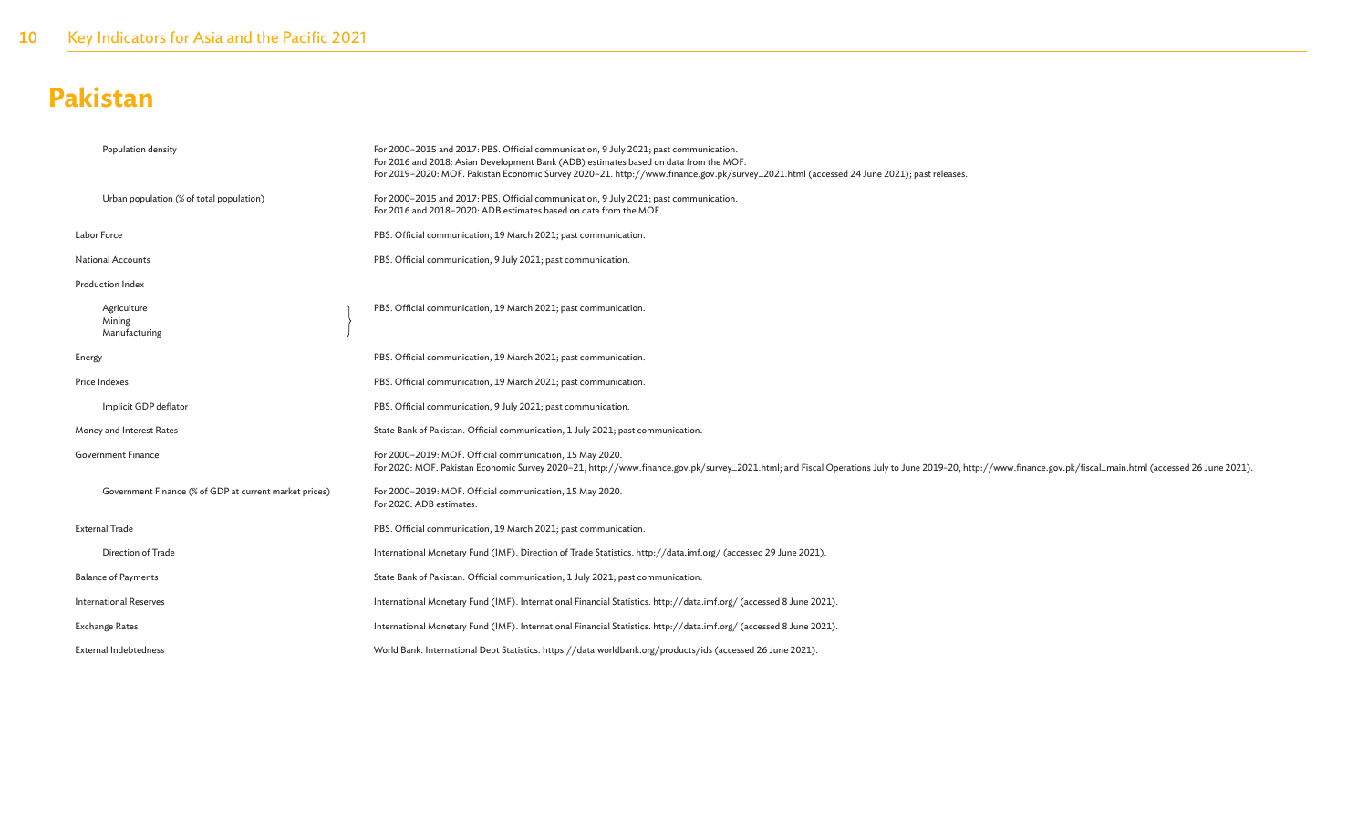# Pakistan

| | |
|---|---|
| Population density | For 2000–2015 and 2017: PBS. Official communication, 9 July 2021; past communication.<br>For 2016 and 2018: Asian Development Bank (ADB) estimates based on data from the MOF.<br>For 2019–2020: MOF. Pakistan Economic Survey 2020–21. http://www.finance.gov.pk/survey_2021.html (accessed 24 June 2021); past releases. |
| Urban population (% of total population) | For 2000–2015 and 2017: PBS. Official communication, 9 July 2021; past communication.<br>For 2016 and 2018–2020: ADB estimates based on data from the MOF. |
| Labor Force | PBS. Official communication, 19 March 2021; past communication. |
| National Accounts | PBS. Official communication, 9 July 2021; past communication. |
| Production Index | |
| Agriculture<br>Mining<br>Manufacturing | PBS. Official communication, 19 March 2021; past communication. |
| Energy | PBS. Official communication, 19 March 2021; past communication. |
| Price Indexes | PBS. Official communication, 19 March 2021; past communication. |
| Implicit GDP deflator | PBS. Official communication, 9 July 2021; past communication. |
| Money and Interest Rates | State Bank of Pakistan. Official communication, 1 July 2021; past communication. |
| Government Finance | For 2000–2019: MOF. Official communication, 15 May 2020.<br>For 2020: MOF. Pakistan Economic Survey 2020–21, http://www.finance.gov.pk/survey_2021.html; and Fiscal Operations July to June 2019-20, http://www.finance.gov.pk/fiscal_main.html (accessed 26 June 2021). |
| Government Finance (% of GDP at current market prices) | For 2000–2019: MOF. Official communication, 15 May 2020.<br>For 2020: ADB estimates. |
| External Trade | PBS. Official communication, 19 March 2021; past communication. |
| Direction of Trade | International Monetary Fund (IMF). Direction of Trade Statistics. http://data.imf.org/ (accessed 29 June 2021). |
| Balance of Payments | State Bank of Pakistan. Official communication, 1 July 2021; past communication. |
| International Reserves | International Monetary Fund (IMF). International Financial Statistics. http://data.imf.org/ (accessed 8 June 2021). |
| Exchange Rates | International Monetary Fund (IMF). International Financial Statistics. http://data.imf.org/ (accessed 8 June 2021). |
| External Indebtedness | World Bank. International Debt Statistics. https://data.worldbank.org/products/ids (accessed 26 June 2021). |